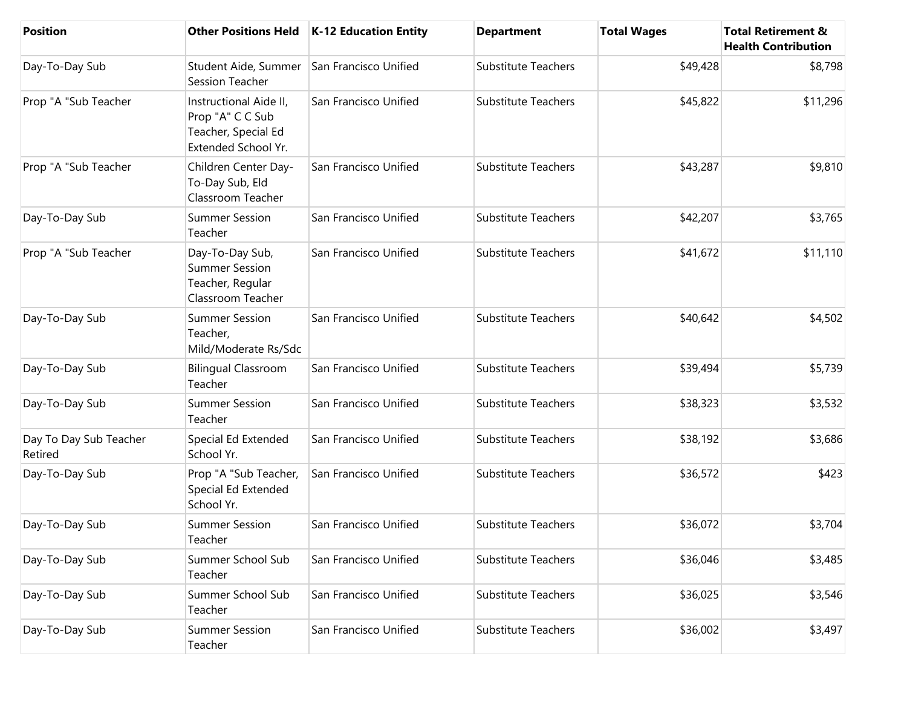| Position | Other Positions Held | K-12 Education Entity | Department | Total Wages | Total Retirement & Health Contribution |
|---|---|---|---|---|---|
| Day-To-Day Sub | Student Aide, Summer Session Teacher | San Francisco Unified | Substitute Teachers | $49,428 | $8,798 |
| Prop "A "Sub Teacher | Instructional Aide II, Prop "A" C C Sub Teacher, Special Ed Extended School Yr. | San Francisco Unified | Substitute Teachers | $45,822 | $11,296 |
| Prop "A "Sub Teacher | Children Center Day-To-Day Sub, Eld Classroom Teacher | San Francisco Unified | Substitute Teachers | $43,287 | $9,810 |
| Day-To-Day Sub | Summer Session Teacher | San Francisco Unified | Substitute Teachers | $42,207 | $3,765 |
| Prop "A "Sub Teacher | Day-To-Day Sub, Summer Session Teacher, Regular Classroom Teacher | San Francisco Unified | Substitute Teachers | $41,672 | $11,110 |
| Day-To-Day Sub | Summer Session Teacher, Mild/Moderate Rs/Sdc | San Francisco Unified | Substitute Teachers | $40,642 | $4,502 |
| Day-To-Day Sub | Bilingual Classroom Teacher | San Francisco Unified | Substitute Teachers | $39,494 | $5,739 |
| Day-To-Day Sub | Summer Session Teacher | San Francisco Unified | Substitute Teachers | $38,323 | $3,532 |
| Day To Day Sub Teacher Retired | Special Ed Extended School Yr. | San Francisco Unified | Substitute Teachers | $38,192 | $3,686 |
| Day-To-Day Sub | Prop "A "Sub Teacher, Special Ed Extended School Yr. | San Francisco Unified | Substitute Teachers | $36,572 | $423 |
| Day-To-Day Sub | Summer Session Teacher | San Francisco Unified | Substitute Teachers | $36,072 | $3,704 |
| Day-To-Day Sub | Summer School Sub Teacher | San Francisco Unified | Substitute Teachers | $36,046 | $3,485 |
| Day-To-Day Sub | Summer School Sub Teacher | San Francisco Unified | Substitute Teachers | $36,025 | $3,546 |
| Day-To-Day Sub | Summer Session Teacher | San Francisco Unified | Substitute Teachers | $36,002 | $3,497 |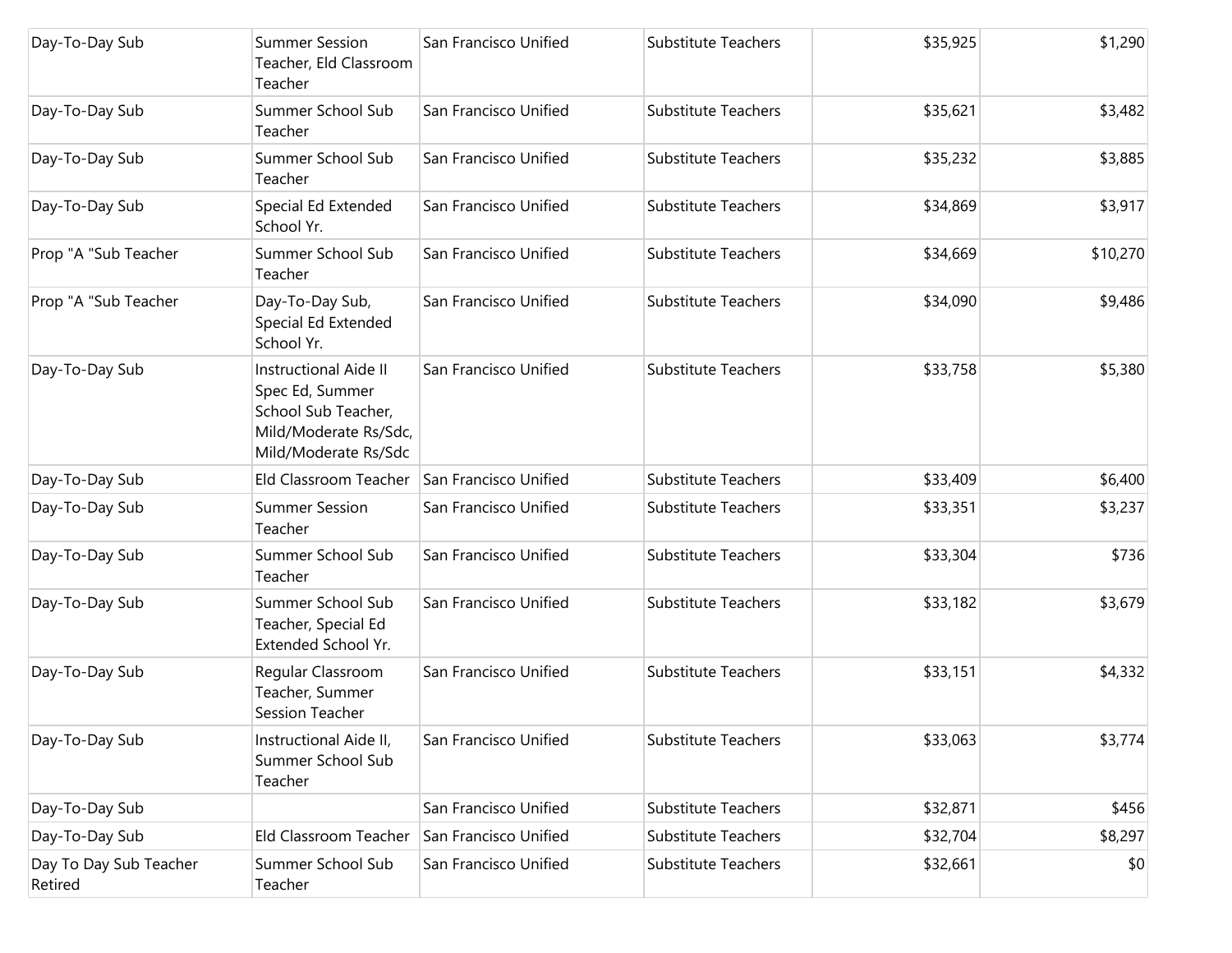| | | | | | |
|---|---|---|---|---|---|
| Day-To-Day Sub | Summer Session Teacher, Eld Classroom Teacher | San Francisco Unified | Substitute Teachers | $35,925 | $1,290 |
| Day-To-Day Sub | Summer School Sub Teacher | San Francisco Unified | Substitute Teachers | $35,621 | $3,482 |
| Day-To-Day Sub | Summer School Sub Teacher | San Francisco Unified | Substitute Teachers | $35,232 | $3,885 |
| Day-To-Day Sub | Special Ed Extended School Yr. | San Francisco Unified | Substitute Teachers | $34,869 | $3,917 |
| Prop "A "Sub Teacher | Summer School Sub Teacher | San Francisco Unified | Substitute Teachers | $34,669 | $10,270 |
| Prop "A "Sub Teacher | Day-To-Day Sub, Special Ed Extended School Yr. | San Francisco Unified | Substitute Teachers | $34,090 | $9,486 |
| Day-To-Day Sub | Instructional Aide II Spec Ed, Summer School Sub Teacher, Mild/Moderate Rs/Sdc, Mild/Moderate Rs/Sdc | San Francisco Unified | Substitute Teachers | $33,758 | $5,380 |
| Day-To-Day Sub | Eld Classroom Teacher | San Francisco Unified | Substitute Teachers | $33,409 | $6,400 |
| Day-To-Day Sub | Summer Session Teacher | San Francisco Unified | Substitute Teachers | $33,351 | $3,237 |
| Day-To-Day Sub | Summer School Sub Teacher | San Francisco Unified | Substitute Teachers | $33,304 | $736 |
| Day-To-Day Sub | Summer School Sub Teacher, Special Ed Extended School Yr. | San Francisco Unified | Substitute Teachers | $33,182 | $3,679 |
| Day-To-Day Sub | Regular Classroom Teacher, Summer Session Teacher | San Francisco Unified | Substitute Teachers | $33,151 | $4,332 |
| Day-To-Day Sub | Instructional Aide II, Summer School Sub Teacher | San Francisco Unified | Substitute Teachers | $33,063 | $3,774 |
| Day-To-Day Sub | | San Francisco Unified | Substitute Teachers | $32,871 | $456 |
| Day-To-Day Sub | Eld Classroom Teacher | San Francisco Unified | Substitute Teachers | $32,704 | $8,297 |
| Day To Day Sub Teacher Retired | Summer School Sub Teacher | San Francisco Unified | Substitute Teachers | $32,661 | $0 |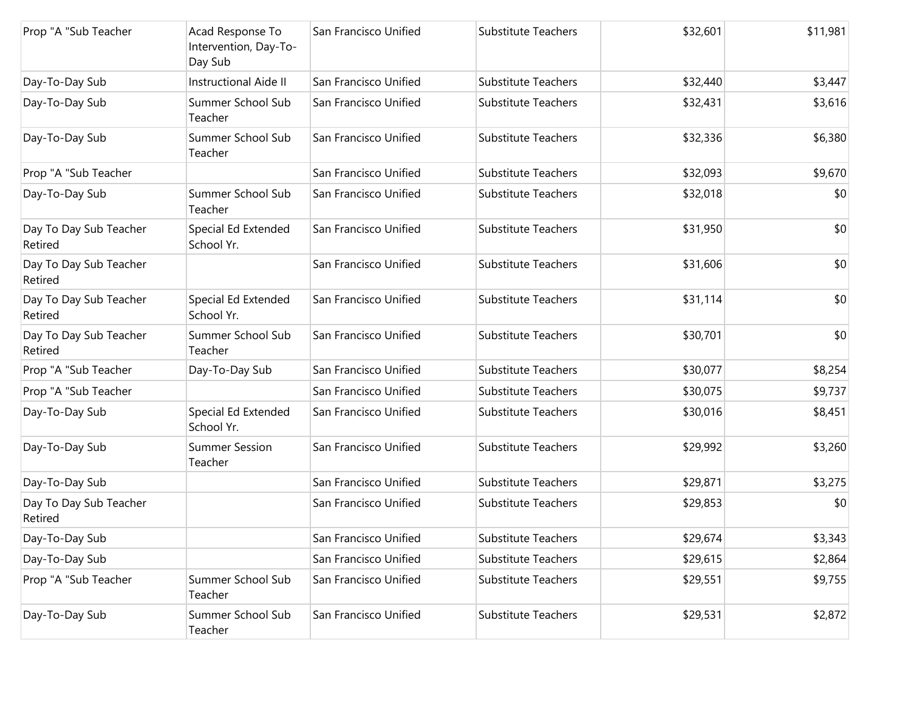| | | | | | |
|---|---|---|---|---|---|
| Prop "A "Sub Teacher | Acad Response To Intervention, Day-To-Day Sub | San Francisco Unified | Substitute Teachers | $32,601 | $11,981 |
| Day-To-Day Sub | Instructional Aide II | San Francisco Unified | Substitute Teachers | $32,440 | $3,447 |
| Day-To-Day Sub | Summer School Sub Teacher | San Francisco Unified | Substitute Teachers | $32,431 | $3,616 |
| Day-To-Day Sub | Summer School Sub Teacher | San Francisco Unified | Substitute Teachers | $32,336 | $6,380 |
| Prop "A "Sub Teacher | | San Francisco Unified | Substitute Teachers | $32,093 | $9,670 |
| Day-To-Day Sub | Summer School Sub Teacher | San Francisco Unified | Substitute Teachers | $32,018 | $0 |
| Day To Day Sub Teacher Retired | Special Ed Extended School Yr. | San Francisco Unified | Substitute Teachers | $31,950 | $0 |
| Day To Day Sub Teacher Retired | | San Francisco Unified | Substitute Teachers | $31,606 | $0 |
| Day To Day Sub Teacher Retired | Special Ed Extended School Yr. | San Francisco Unified | Substitute Teachers | $31,114 | $0 |
| Day To Day Sub Teacher Retired | Summer School Sub Teacher | San Francisco Unified | Substitute Teachers | $30,701 | $0 |
| Prop "A "Sub Teacher | Day-To-Day Sub | San Francisco Unified | Substitute Teachers | $30,077 | $8,254 |
| Prop "A "Sub Teacher | | San Francisco Unified | Substitute Teachers | $30,075 | $9,737 |
| Day-To-Day Sub | Special Ed Extended School Yr. | San Francisco Unified | Substitute Teachers | $30,016 | $8,451 |
| Day-To-Day Sub | Summer Session Teacher | San Francisco Unified | Substitute Teachers | $29,992 | $3,260 |
| Day-To-Day Sub | | San Francisco Unified | Substitute Teachers | $29,871 | $3,275 |
| Day To Day Sub Teacher Retired | | San Francisco Unified | Substitute Teachers | $29,853 | $0 |
| Day-To-Day Sub | | San Francisco Unified | Substitute Teachers | $29,674 | $3,343 |
| Day-To-Day Sub | | San Francisco Unified | Substitute Teachers | $29,615 | $2,864 |
| Prop "A "Sub Teacher | Summer School Sub Teacher | San Francisco Unified | Substitute Teachers | $29,551 | $9,755 |
| Day-To-Day Sub | Summer School Sub Teacher | San Francisco Unified | Substitute Teachers | $29,531 | $2,872 |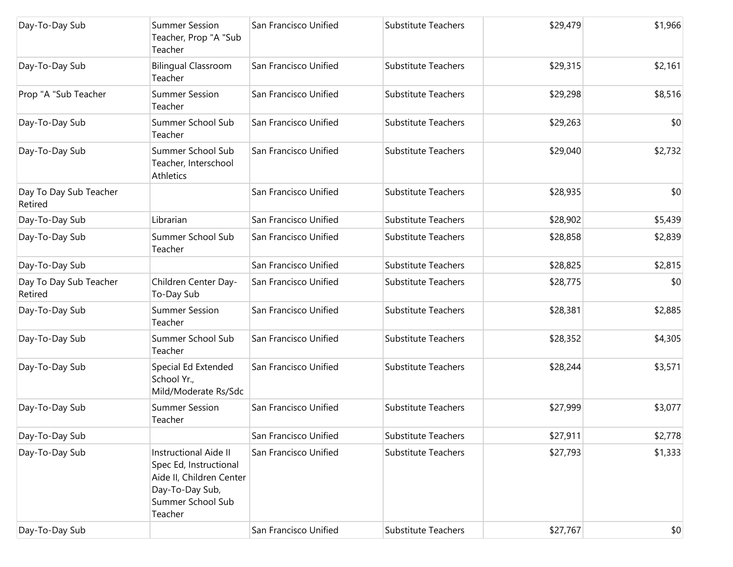| | | | | | |
|---|---|---|---|---|---|
| Day-To-Day Sub | Summer Session Teacher, Prop "A "Sub Teacher | San Francisco Unified | Substitute Teachers | $29,479 | $1,966 |
| Day-To-Day Sub | Bilingual Classroom Teacher | San Francisco Unified | Substitute Teachers | $29,315 | $2,161 |
| Prop "A "Sub Teacher | Summer Session Teacher | San Francisco Unified | Substitute Teachers | $29,298 | $8,516 |
| Day-To-Day Sub | Summer School Sub Teacher | San Francisco Unified | Substitute Teachers | $29,263 | $0 |
| Day-To-Day Sub | Summer School Sub Teacher, Interschool Athletics | San Francisco Unified | Substitute Teachers | $29,040 | $2,732 |
| Day To Day Sub Teacher Retired | | San Francisco Unified | Substitute Teachers | $28,935 | $0 |
| Day-To-Day Sub | Librarian | San Francisco Unified | Substitute Teachers | $28,902 | $5,439 |
| Day-To-Day Sub | Summer School Sub Teacher | San Francisco Unified | Substitute Teachers | $28,858 | $2,839 |
| Day-To-Day Sub | | San Francisco Unified | Substitute Teachers | $28,825 | $2,815 |
| Day To Day Sub Teacher Retired | Children Center Day-To-Day Sub | San Francisco Unified | Substitute Teachers | $28,775 | $0 |
| Day-To-Day Sub | Summer Session Teacher | San Francisco Unified | Substitute Teachers | $28,381 | $2,885 |
| Day-To-Day Sub | Summer School Sub Teacher | San Francisco Unified | Substitute Teachers | $28,352 | $4,305 |
| Day-To-Day Sub | Special Ed Extended School Yr., Mild/Moderate Rs/Sdc | San Francisco Unified | Substitute Teachers | $28,244 | $3,571 |
| Day-To-Day Sub | Summer Session Teacher | San Francisco Unified | Substitute Teachers | $27,999 | $3,077 |
| Day-To-Day Sub | | San Francisco Unified | Substitute Teachers | $27,911 | $2,778 |
| Day-To-Day Sub | Instructional Aide II Spec Ed, Instructional Aide II, Children Center Day-To-Day Sub, Summer School Sub Teacher | San Francisco Unified | Substitute Teachers | $27,793 | $1,333 |
| Day-To-Day Sub | | San Francisco Unified | Substitute Teachers | $27,767 | $0 |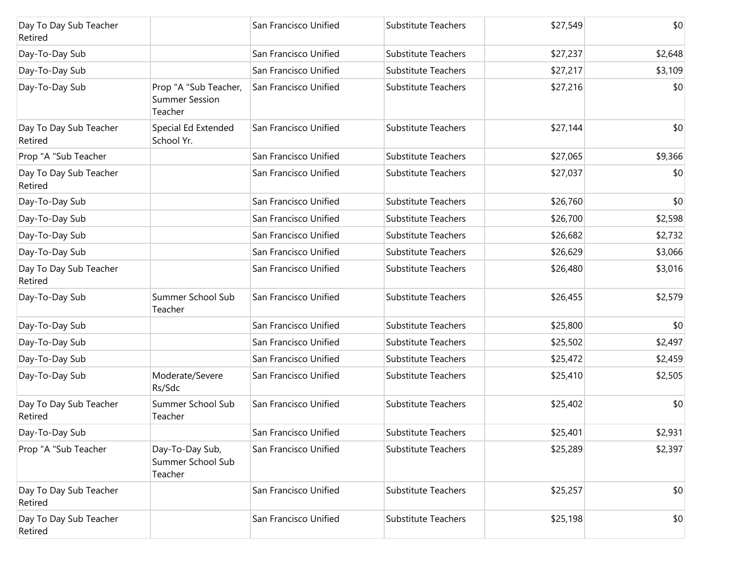| | | | | | |
|---|---|---|---|---|---|
| Day To Day Sub Teacher Retired | | San Francisco Unified | Substitute Teachers | $27,549 | $0 |
| Day-To-Day Sub | | San Francisco Unified | Substitute Teachers | $27,237 | $2,648 |
| Day-To-Day Sub | | San Francisco Unified | Substitute Teachers | $27,217 | $3,109 |
| Day-To-Day Sub | Prop "A "Sub Teacher, Summer Session Teacher | San Francisco Unified | Substitute Teachers | $27,216 | $0 |
| Day To Day Sub Teacher Retired | Special Ed Extended School Yr. | San Francisco Unified | Substitute Teachers | $27,144 | $0 |
| Prop "A "Sub Teacher | | San Francisco Unified | Substitute Teachers | $27,065 | $9,366 |
| Day To Day Sub Teacher Retired | | San Francisco Unified | Substitute Teachers | $27,037 | $0 |
| Day-To-Day Sub | | San Francisco Unified | Substitute Teachers | $26,760 | $0 |
| Day-To-Day Sub | | San Francisco Unified | Substitute Teachers | $26,700 | $2,598 |
| Day-To-Day Sub | | San Francisco Unified | Substitute Teachers | $26,682 | $2,732 |
| Day-To-Day Sub | | San Francisco Unified | Substitute Teachers | $26,629 | $3,066 |
| Day To Day Sub Teacher Retired | | San Francisco Unified | Substitute Teachers | $26,480 | $3,016 |
| Day-To-Day Sub | Summer School Sub Teacher | San Francisco Unified | Substitute Teachers | $26,455 | $2,579 |
| Day-To-Day Sub | | San Francisco Unified | Substitute Teachers | $25,800 | $0 |
| Day-To-Day Sub | | San Francisco Unified | Substitute Teachers | $25,502 | $2,497 |
| Day-To-Day Sub | | San Francisco Unified | Substitute Teachers | $25,472 | $2,459 |
| Day-To-Day Sub | Moderate/Severe Rs/Sdc | San Francisco Unified | Substitute Teachers | $25,410 | $2,505 |
| Day To Day Sub Teacher Retired | Summer School Sub Teacher | San Francisco Unified | Substitute Teachers | $25,402 | $0 |
| Day-To-Day Sub | | San Francisco Unified | Substitute Teachers | $25,401 | $2,931 |
| Prop "A "Sub Teacher | Day-To-Day Sub, Summer School Sub Teacher | San Francisco Unified | Substitute Teachers | $25,289 | $2,397 |
| Day To Day Sub Teacher Retired | | San Francisco Unified | Substitute Teachers | $25,257 | $0 |
| Day To Day Sub Teacher Retired | | San Francisco Unified | Substitute Teachers | $25,198 | $0 |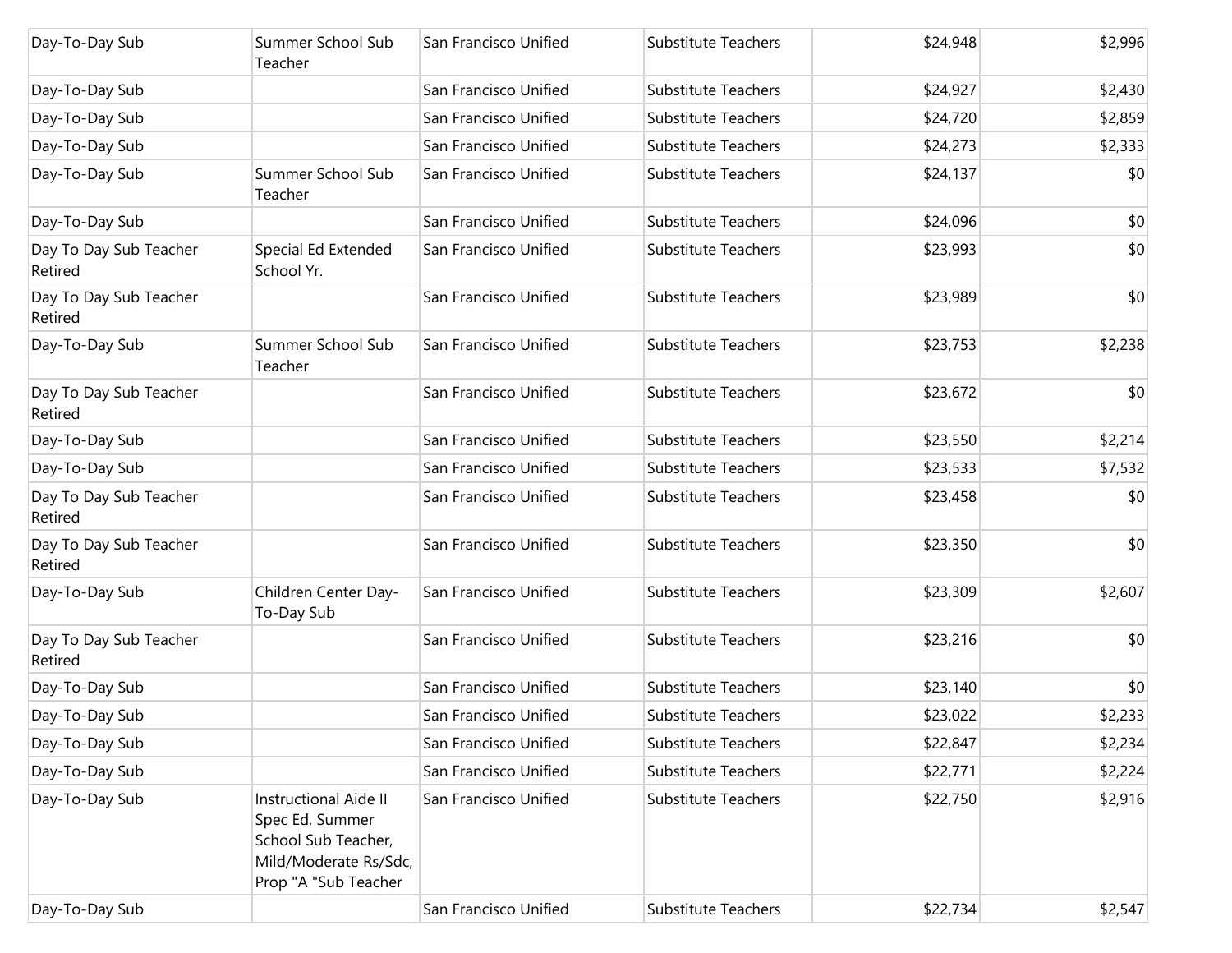| | | | | | |
|---|---|---|---|---|---|
| Day-To-Day Sub | Summer School Sub Teacher | San Francisco Unified | Substitute Teachers | $24,948 | $2,996 |
| Day-To-Day Sub | | San Francisco Unified | Substitute Teachers | $24,927 | $2,430 |
| Day-To-Day Sub | | San Francisco Unified | Substitute Teachers | $24,720 | $2,859 |
| Day-To-Day Sub | | San Francisco Unified | Substitute Teachers | $24,273 | $2,333 |
| Day-To-Day Sub | Summer School Sub Teacher | San Francisco Unified | Substitute Teachers | $24,137 | $0 |
| Day-To-Day Sub | | San Francisco Unified | Substitute Teachers | $24,096 | $0 |
| Day To Day Sub Teacher Retired | Special Ed Extended School Yr. | San Francisco Unified | Substitute Teachers | $23,993 | $0 |
| Day To Day Sub Teacher Retired | | San Francisco Unified | Substitute Teachers | $23,989 | $0 |
| Day-To-Day Sub | Summer School Sub Teacher | San Francisco Unified | Substitute Teachers | $23,753 | $2,238 |
| Day To Day Sub Teacher Retired | | San Francisco Unified | Substitute Teachers | $23,672 | $0 |
| Day-To-Day Sub | | San Francisco Unified | Substitute Teachers | $23,550 | $2,214 |
| Day-To-Day Sub | | San Francisco Unified | Substitute Teachers | $23,533 | $7,532 |
| Day To Day Sub Teacher Retired | | San Francisco Unified | Substitute Teachers | $23,458 | $0 |
| Day To Day Sub Teacher Retired | | San Francisco Unified | Substitute Teachers | $23,350 | $0 |
| Day-To-Day Sub | Children Center Day-To-Day Sub | San Francisco Unified | Substitute Teachers | $23,309 | $2,607 |
| Day To Day Sub Teacher Retired | | San Francisco Unified | Substitute Teachers | $23,216 | $0 |
| Day-To-Day Sub | | San Francisco Unified | Substitute Teachers | $23,140 | $0 |
| Day-To-Day Sub | | San Francisco Unified | Substitute Teachers | $23,022 | $2,233 |
| Day-To-Day Sub | | San Francisco Unified | Substitute Teachers | $22,847 | $2,234 |
| Day-To-Day Sub | | San Francisco Unified | Substitute Teachers | $22,771 | $2,224 |
| Day-To-Day Sub | Instructional Aide II Spec Ed, Summer School Sub Teacher, Mild/Moderate Rs/Sdc, Prop "A "Sub Teacher | San Francisco Unified | Substitute Teachers | $22,750 | $2,916 |
| Day-To-Day Sub | | San Francisco Unified | Substitute Teachers | $22,734 | $2,547 |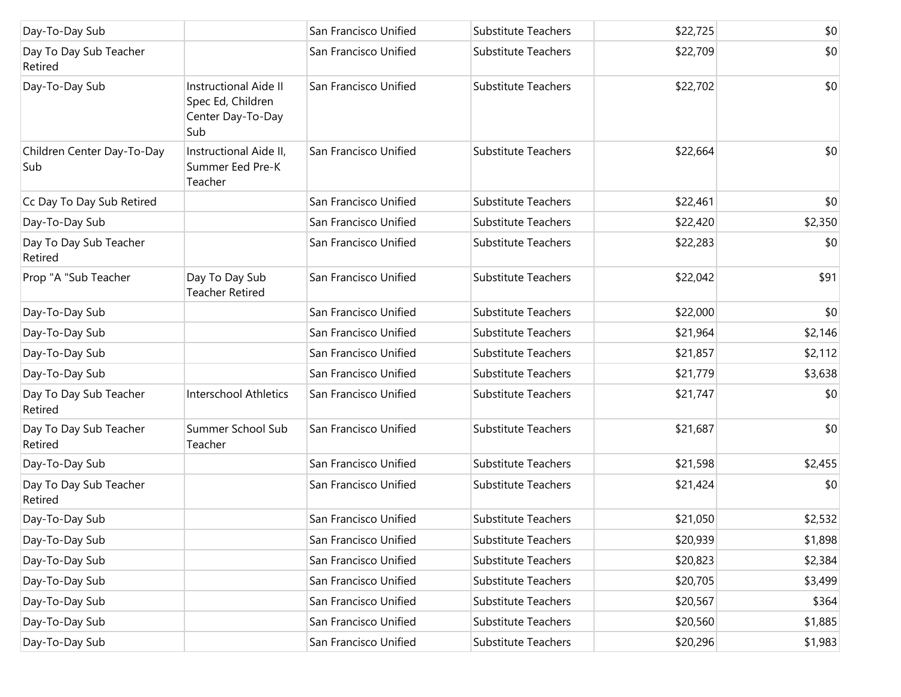| | | | | | |
|---|---|---|---|---|---|
| Day-To-Day Sub | | San Francisco Unified | Substitute Teachers | $22,725 | $0 |
| Day To Day Sub Teacher Retired | | San Francisco Unified | Substitute Teachers | $22,709 | $0 |
| Day-To-Day Sub | Instructional Aide II Spec Ed, Children Center Day-To-Day Sub | San Francisco Unified | Substitute Teachers | $22,702 | $0 |
| Children Center Day-To-Day Sub | Instructional Aide II, Summer Eed Pre-K Teacher | San Francisco Unified | Substitute Teachers | $22,664 | $0 |
| Cc Day To Day Sub Retired | | San Francisco Unified | Substitute Teachers | $22,461 | $0 |
| Day-To-Day Sub | | San Francisco Unified | Substitute Teachers | $22,420 | $2,350 |
| Day To Day Sub Teacher Retired | | San Francisco Unified | Substitute Teachers | $22,283 | $0 |
| Prop "A "Sub Teacher | Day To Day Sub Teacher Retired | San Francisco Unified | Substitute Teachers | $22,042 | $91 |
| Day-To-Day Sub | | San Francisco Unified | Substitute Teachers | $22,000 | $0 |
| Day-To-Day Sub | | San Francisco Unified | Substitute Teachers | $21,964 | $2,146 |
| Day-To-Day Sub | | San Francisco Unified | Substitute Teachers | $21,857 | $2,112 |
| Day-To-Day Sub | | San Francisco Unified | Substitute Teachers | $21,779 | $3,638 |
| Day To Day Sub Teacher Retired | Interschool Athletics | San Francisco Unified | Substitute Teachers | $21,747 | $0 |
| Day To Day Sub Teacher Retired | Summer School Sub Teacher | San Francisco Unified | Substitute Teachers | $21,687 | $0 |
| Day-To-Day Sub | | San Francisco Unified | Substitute Teachers | $21,598 | $2,455 |
| Day To Day Sub Teacher Retired | | San Francisco Unified | Substitute Teachers | $21,424 | $0 |
| Day-To-Day Sub | | San Francisco Unified | Substitute Teachers | $21,050 | $2,532 |
| Day-To-Day Sub | | San Francisco Unified | Substitute Teachers | $20,939 | $1,898 |
| Day-To-Day Sub | | San Francisco Unified | Substitute Teachers | $20,823 | $2,384 |
| Day-To-Day Sub | | San Francisco Unified | Substitute Teachers | $20,705 | $3,499 |
| Day-To-Day Sub | | San Francisco Unified | Substitute Teachers | $20,567 | $364 |
| Day-To-Day Sub | | San Francisco Unified | Substitute Teachers | $20,560 | $1,885 |
| Day-To-Day Sub | | San Francisco Unified | Substitute Teachers | $20,296 | $1,983 |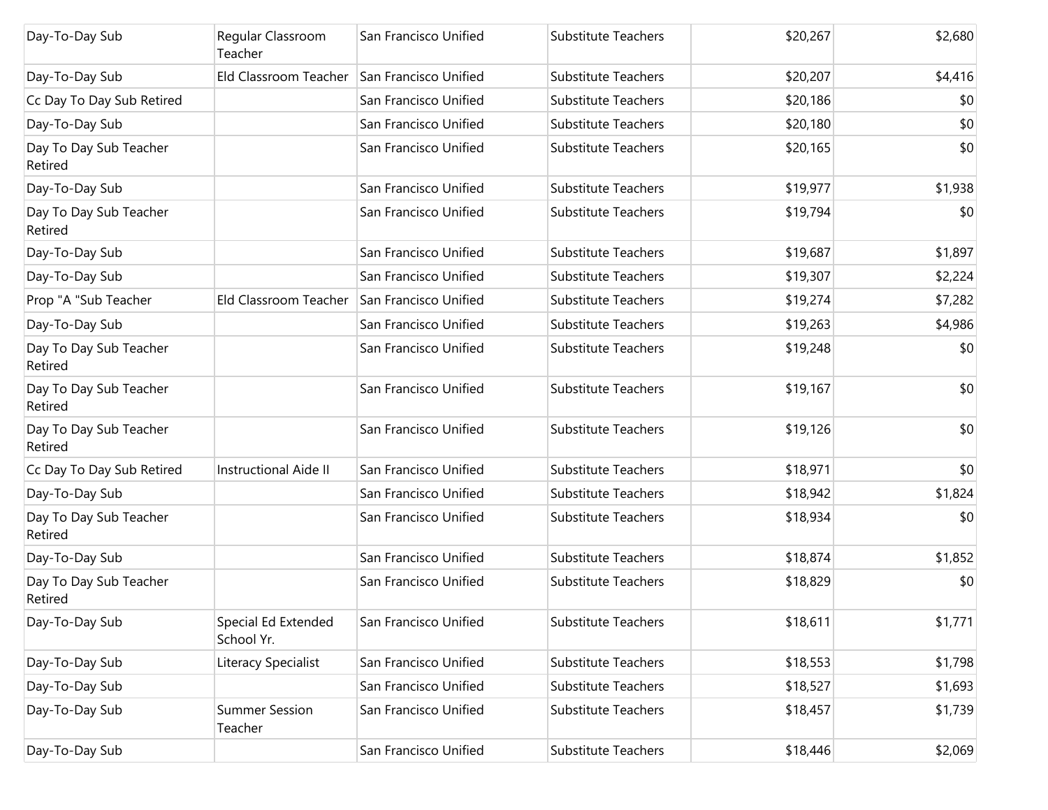| | | | | | |
|---|---|---|---|---|---|
| Day-To-Day Sub | Regular Classroom Teacher | San Francisco Unified | Substitute Teachers | $20,267 | $2,680 |
| Day-To-Day Sub | Eld Classroom Teacher | San Francisco Unified | Substitute Teachers | $20,207 | $4,416 |
| Cc Day To Day Sub Retired | | San Francisco Unified | Substitute Teachers | $20,186 | $0 |
| Day-To-Day Sub | | San Francisco Unified | Substitute Teachers | $20,180 | $0 |
| Day To Day Sub Teacher Retired | | San Francisco Unified | Substitute Teachers | $20,165 | $0 |
| Day-To-Day Sub | | San Francisco Unified | Substitute Teachers | $19,977 | $1,938 |
| Day To Day Sub Teacher Retired | | San Francisco Unified | Substitute Teachers | $19,794 | $0 |
| Day-To-Day Sub | | San Francisco Unified | Substitute Teachers | $19,687 | $1,897 |
| Day-To-Day Sub | | San Francisco Unified | Substitute Teachers | $19,307 | $2,224 |
| Prop "A "Sub Teacher | Eld Classroom Teacher | San Francisco Unified | Substitute Teachers | $19,274 | $7,282 |
| Day-To-Day Sub | | San Francisco Unified | Substitute Teachers | $19,263 | $4,986 |
| Day To Day Sub Teacher Retired | | San Francisco Unified | Substitute Teachers | $19,248 | $0 |
| Day To Day Sub Teacher Retired | | San Francisco Unified | Substitute Teachers | $19,167 | $0 |
| Day To Day Sub Teacher Retired | | San Francisco Unified | Substitute Teachers | $19,126 | $0 |
| Cc Day To Day Sub Retired | Instructional Aide II | San Francisco Unified | Substitute Teachers | $18,971 | $0 |
| Day-To-Day Sub | | San Francisco Unified | Substitute Teachers | $18,942 | $1,824 |
| Day To Day Sub Teacher Retired | | San Francisco Unified | Substitute Teachers | $18,934 | $0 |
| Day-To-Day Sub | | San Francisco Unified | Substitute Teachers | $18,874 | $1,852 |
| Day To Day Sub Teacher Retired | | San Francisco Unified | Substitute Teachers | $18,829 | $0 |
| Day-To-Day Sub | Special Ed Extended School Yr. | San Francisco Unified | Substitute Teachers | $18,611 | $1,771 |
| Day-To-Day Sub | Literacy Specialist | San Francisco Unified | Substitute Teachers | $18,553 | $1,798 |
| Day-To-Day Sub | | San Francisco Unified | Substitute Teachers | $18,527 | $1,693 |
| Day-To-Day Sub | Summer Session Teacher | San Francisco Unified | Substitute Teachers | $18,457 | $1,739 |
| Day-To-Day Sub | | San Francisco Unified | Substitute Teachers | $18,446 | $2,069 |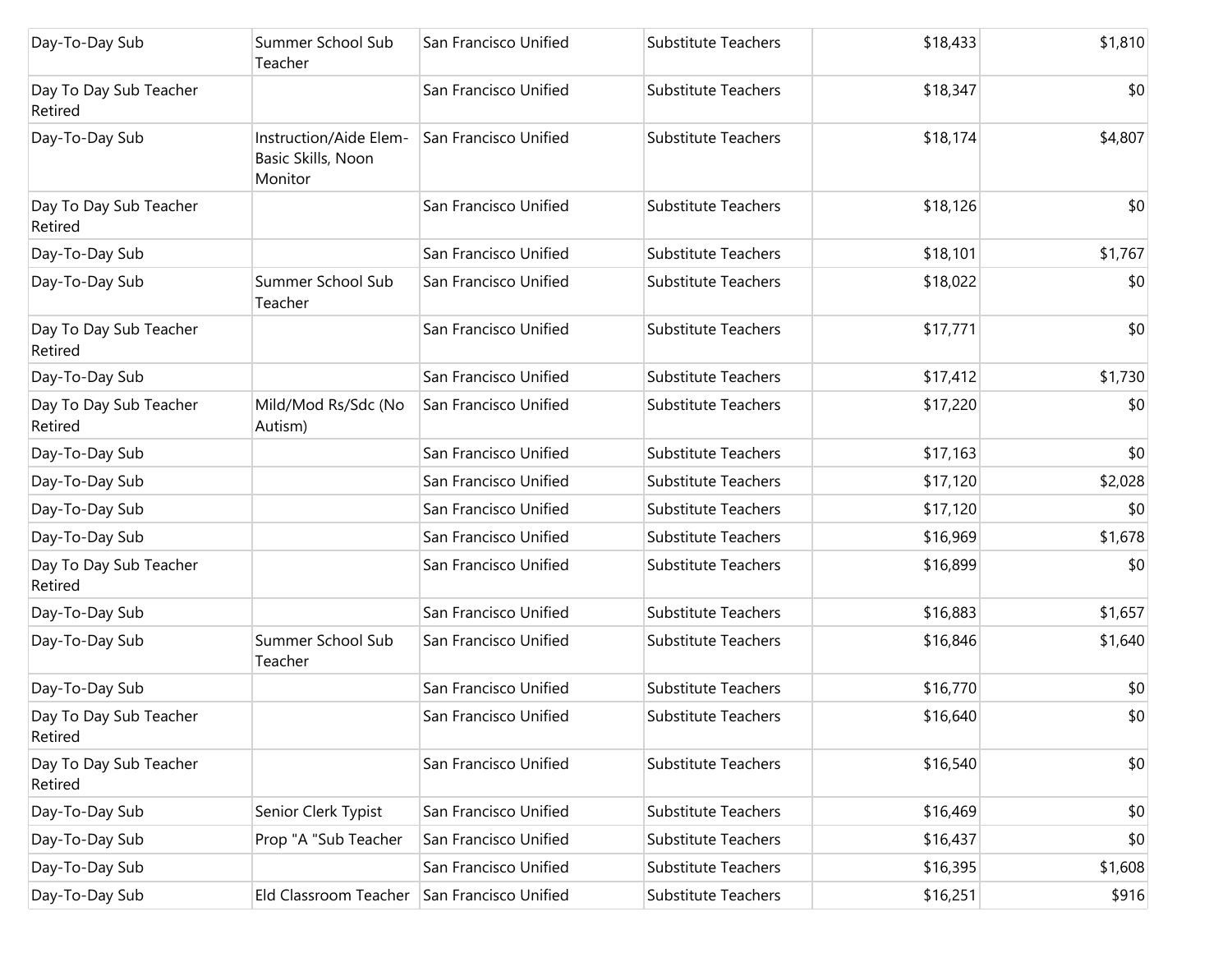| | | | | | |
|---|---|---|---|---|---|
| Day-To-Day Sub | Summer School Sub Teacher | San Francisco Unified | Substitute Teachers | $18,433 | $1,810 |
| Day To Day Sub Teacher Retired | | San Francisco Unified | Substitute Teachers | $18,347 | $0 |
| Day-To-Day Sub | Instruction/Aide Elem-Basic Skills, Noon Monitor | San Francisco Unified | Substitute Teachers | $18,174 | $4,807 |
| Day To Day Sub Teacher Retired | | San Francisco Unified | Substitute Teachers | $18,126 | $0 |
| Day-To-Day Sub | | San Francisco Unified | Substitute Teachers | $18,101 | $1,767 |
| Day-To-Day Sub | Summer School Sub Teacher | San Francisco Unified | Substitute Teachers | $18,022 | $0 |
| Day To Day Sub Teacher Retired | | San Francisco Unified | Substitute Teachers | $17,771 | $0 |
| Day-To-Day Sub | | San Francisco Unified | Substitute Teachers | $17,412 | $1,730 |
| Day To Day Sub Teacher Retired | Mild/Mod Rs/Sdc (No Autism) | San Francisco Unified | Substitute Teachers | $17,220 | $0 |
| Day-To-Day Sub | | San Francisco Unified | Substitute Teachers | $17,163 | $0 |
| Day-To-Day Sub | | San Francisco Unified | Substitute Teachers | $17,120 | $2,028 |
| Day-To-Day Sub | | San Francisco Unified | Substitute Teachers | $17,120 | $0 |
| Day-To-Day Sub | | San Francisco Unified | Substitute Teachers | $16,969 | $1,678 |
| Day To Day Sub Teacher Retired | | San Francisco Unified | Substitute Teachers | $16,899 | $0 |
| Day-To-Day Sub | | San Francisco Unified | Substitute Teachers | $16,883 | $1,657 |
| Day-To-Day Sub | Summer School Sub Teacher | San Francisco Unified | Substitute Teachers | $16,846 | $1,640 |
| Day-To-Day Sub | | San Francisco Unified | Substitute Teachers | $16,770 | $0 |
| Day To Day Sub Teacher Retired | | San Francisco Unified | Substitute Teachers | $16,640 | $0 |
| Day To Day Sub Teacher Retired | | San Francisco Unified | Substitute Teachers | $16,540 | $0 |
| Day-To-Day Sub | Senior Clerk Typist | San Francisco Unified | Substitute Teachers | $16,469 | $0 |
| Day-To-Day Sub | Prop "A "Sub Teacher | San Francisco Unified | Substitute Teachers | $16,437 | $0 |
| Day-To-Day Sub | | San Francisco Unified | Substitute Teachers | $16,395 | $1,608 |
| Day-To-Day Sub | Eld Classroom Teacher | San Francisco Unified | Substitute Teachers | $16,251 | $916 |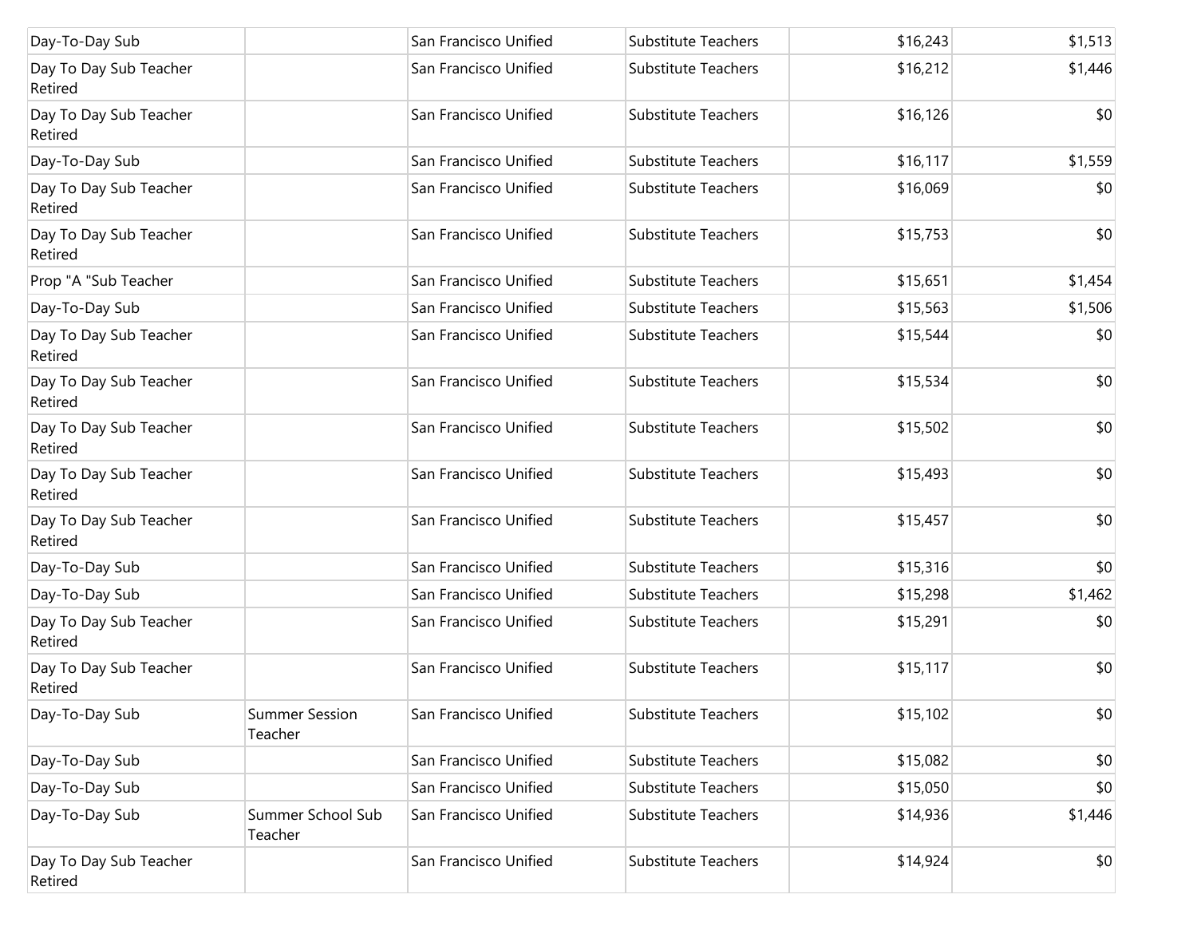| | | | | | |
|---|---|---|---|---|---|
| Day-To-Day Sub | | San Francisco Unified | Substitute Teachers | $16,243 | $1,513 |
| Day To Day Sub Teacher Retired | | San Francisco Unified | Substitute Teachers | $16,212 | $1,446 |
| Day To Day Sub Teacher Retired | | San Francisco Unified | Substitute Teachers | $16,126 | $0 |
| Day-To-Day Sub | | San Francisco Unified | Substitute Teachers | $16,117 | $1,559 |
| Day To Day Sub Teacher Retired | | San Francisco Unified | Substitute Teachers | $16,069 | $0 |
| Day To Day Sub Teacher Retired | | San Francisco Unified | Substitute Teachers | $15,753 | $0 |
| Prop "A "Sub Teacher | | San Francisco Unified | Substitute Teachers | $15,651 | $1,454 |
| Day-To-Day Sub | | San Francisco Unified | Substitute Teachers | $15,563 | $1,506 |
| Day To Day Sub Teacher Retired | | San Francisco Unified | Substitute Teachers | $15,544 | $0 |
| Day To Day Sub Teacher Retired | | San Francisco Unified | Substitute Teachers | $15,534 | $0 |
| Day To Day Sub Teacher Retired | | San Francisco Unified | Substitute Teachers | $15,502 | $0 |
| Day To Day Sub Teacher Retired | | San Francisco Unified | Substitute Teachers | $15,493 | $0 |
| Day To Day Sub Teacher Retired | | San Francisco Unified | Substitute Teachers | $15,457 | $0 |
| Day-To-Day Sub | | San Francisco Unified | Substitute Teachers | $15,316 | $0 |
| Day-To-Day Sub | | San Francisco Unified | Substitute Teachers | $15,298 | $1,462 |
| Day To Day Sub Teacher Retired | | San Francisco Unified | Substitute Teachers | $15,291 | $0 |
| Day To Day Sub Teacher Retired | | San Francisco Unified | Substitute Teachers | $15,117 | $0 |
| Day-To-Day Sub | Summer Session Teacher | San Francisco Unified | Substitute Teachers | $15,102 | $0 |
| Day-To-Day Sub | | San Francisco Unified | Substitute Teachers | $15,082 | $0 |
| Day-To-Day Sub | | San Francisco Unified | Substitute Teachers | $15,050 | $0 |
| Day-To-Day Sub | Summer School Sub Teacher | San Francisco Unified | Substitute Teachers | $14,936 | $1,446 |
| Day To Day Sub Teacher Retired | | San Francisco Unified | Substitute Teachers | $14,924 | $0 |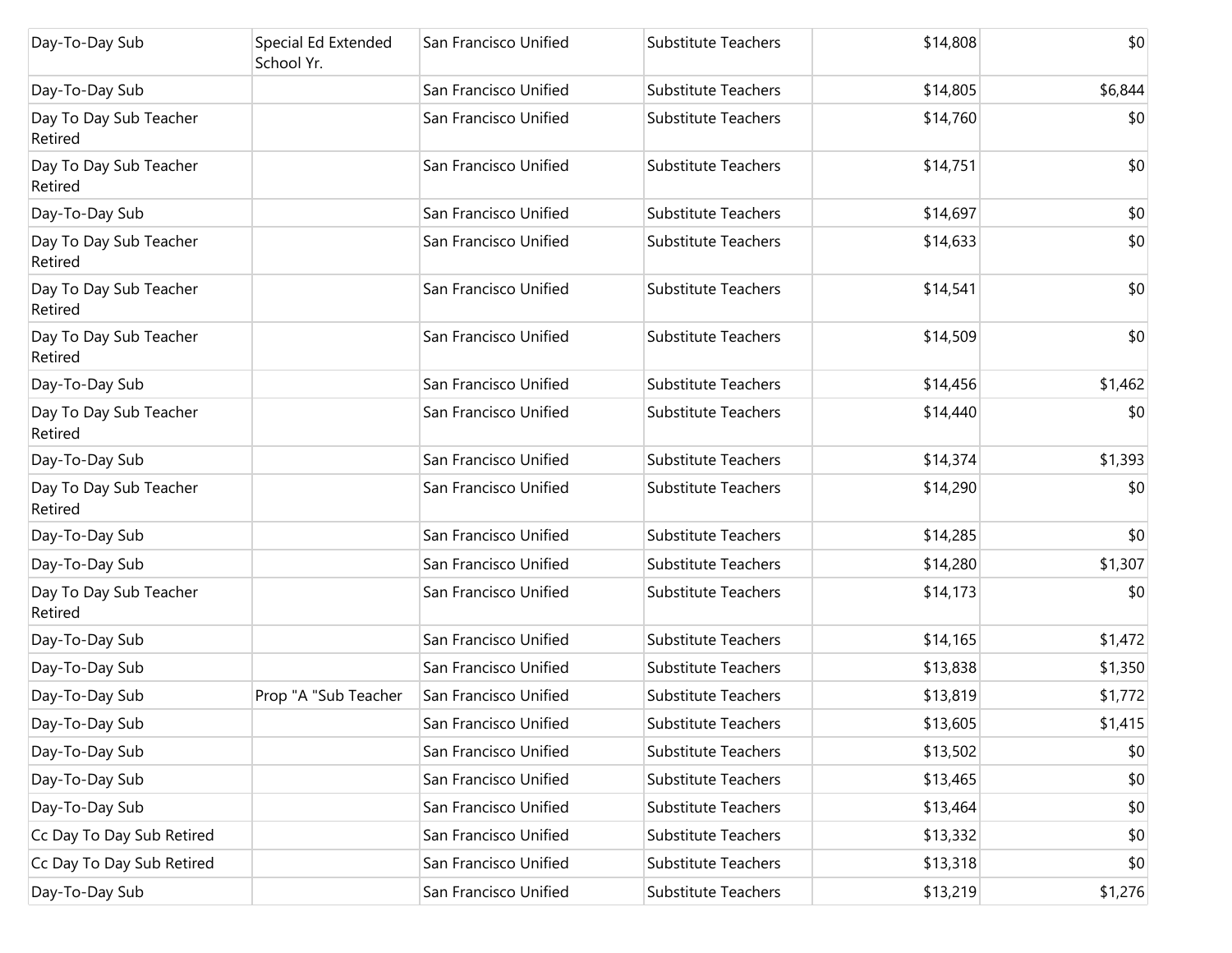| | | | | | |
|---|---|---|---|---|---|
| Day-To-Day Sub | Special Ed Extended School Yr. | San Francisco Unified | Substitute Teachers | $14,808 | $0 |
| Day-To-Day Sub | | San Francisco Unified | Substitute Teachers | $14,805 | $6,844 |
| Day To Day Sub Teacher Retired | | San Francisco Unified | Substitute Teachers | $14,760 | $0 |
| Day To Day Sub Teacher Retired | | San Francisco Unified | Substitute Teachers | $14,751 | $0 |
| Day-To-Day Sub | | San Francisco Unified | Substitute Teachers | $14,697 | $0 |
| Day To Day Sub Teacher Retired | | San Francisco Unified | Substitute Teachers | $14,633 | $0 |
| Day To Day Sub Teacher Retired | | San Francisco Unified | Substitute Teachers | $14,541 | $0 |
| Day To Day Sub Teacher Retired | | San Francisco Unified | Substitute Teachers | $14,509 | $0 |
| Day-To-Day Sub | | San Francisco Unified | Substitute Teachers | $14,456 | $1,462 |
| Day To Day Sub Teacher Retired | | San Francisco Unified | Substitute Teachers | $14,440 | $0 |
| Day-To-Day Sub | | San Francisco Unified | Substitute Teachers | $14,374 | $1,393 |
| Day To Day Sub Teacher Retired | | San Francisco Unified | Substitute Teachers | $14,290 | $0 |
| Day-To-Day Sub | | San Francisco Unified | Substitute Teachers | $14,285 | $0 |
| Day-To-Day Sub | | San Francisco Unified | Substitute Teachers | $14,280 | $1,307 |
| Day To Day Sub Teacher Retired | | San Francisco Unified | Substitute Teachers | $14,173 | $0 |
| Day-To-Day Sub | | San Francisco Unified | Substitute Teachers | $14,165 | $1,472 |
| Day-To-Day Sub | | San Francisco Unified | Substitute Teachers | $13,838 | $1,350 |
| Day-To-Day Sub | Prop "A "Sub Teacher | San Francisco Unified | Substitute Teachers | $13,819 | $1,772 |
| Day-To-Day Sub | | San Francisco Unified | Substitute Teachers | $13,605 | $1,415 |
| Day-To-Day Sub | | San Francisco Unified | Substitute Teachers | $13,502 | $0 |
| Day-To-Day Sub | | San Francisco Unified | Substitute Teachers | $13,465 | $0 |
| Day-To-Day Sub | | San Francisco Unified | Substitute Teachers | $13,464 | $0 |
| Cc Day To Day Sub Retired | | San Francisco Unified | Substitute Teachers | $13,332 | $0 |
| Cc Day To Day Sub Retired | | San Francisco Unified | Substitute Teachers | $13,318 | $0 |
| Day-To-Day Sub | | San Francisco Unified | Substitute Teachers | $13,219 | $1,276 |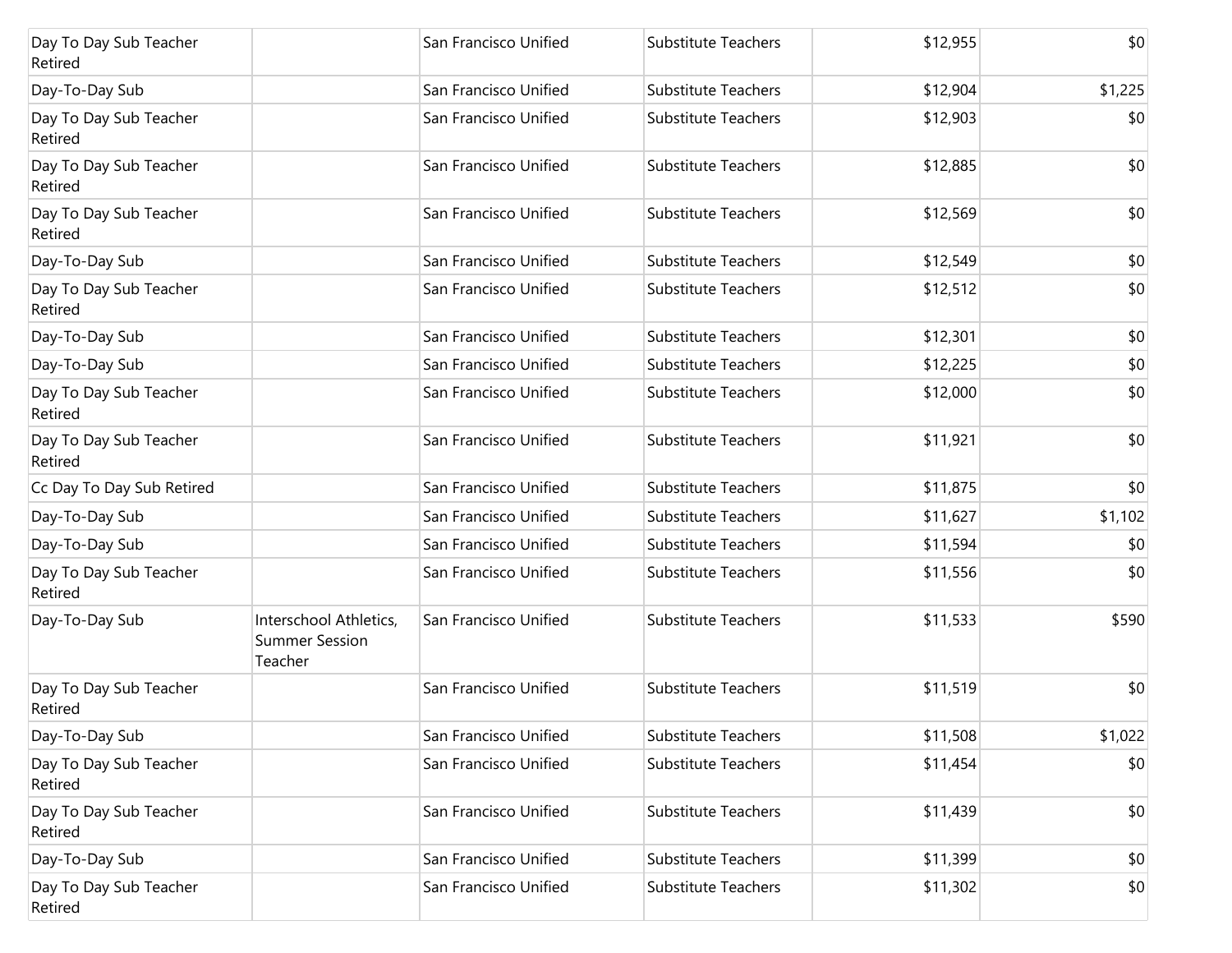| | | | | | |
|---|---|---|---|---|---|
| Day To Day Sub Teacher Retired | | San Francisco Unified | Substitute Teachers | $12,955 | $0 |
| Day-To-Day Sub | | San Francisco Unified | Substitute Teachers | $12,904 | $1,225 |
| Day To Day Sub Teacher Retired | | San Francisco Unified | Substitute Teachers | $12,903 | $0 |
| Day To Day Sub Teacher Retired | | San Francisco Unified | Substitute Teachers | $12,885 | $0 |
| Day To Day Sub Teacher Retired | | San Francisco Unified | Substitute Teachers | $12,569 | $0 |
| Day-To-Day Sub | | San Francisco Unified | Substitute Teachers | $12,549 | $0 |
| Day To Day Sub Teacher Retired | | San Francisco Unified | Substitute Teachers | $12,512 | $0 |
| Day-To-Day Sub | | San Francisco Unified | Substitute Teachers | $12,301 | $0 |
| Day-To-Day Sub | | San Francisco Unified | Substitute Teachers | $12,225 | $0 |
| Day To Day Sub Teacher Retired | | San Francisco Unified | Substitute Teachers | $12,000 | $0 |
| Day To Day Sub Teacher Retired | | San Francisco Unified | Substitute Teachers | $11,921 | $0 |
| Cc Day To Day Sub Retired | | San Francisco Unified | Substitute Teachers | $11,875 | $0 |
| Day-To-Day Sub | | San Francisco Unified | Substitute Teachers | $11,627 | $1,102 |
| Day-To-Day Sub | | San Francisco Unified | Substitute Teachers | $11,594 | $0 |
| Day To Day Sub Teacher Retired | | San Francisco Unified | Substitute Teachers | $11,556 | $0 |
| Day-To-Day Sub | Interschool Athletics, Summer Session Teacher | San Francisco Unified | Substitute Teachers | $11,533 | $590 |
| Day To Day Sub Teacher Retired | | San Francisco Unified | Substitute Teachers | $11,519 | $0 |
| Day-To-Day Sub | | San Francisco Unified | Substitute Teachers | $11,508 | $1,022 |
| Day To Day Sub Teacher Retired | | San Francisco Unified | Substitute Teachers | $11,454 | $0 |
| Day To Day Sub Teacher Retired | | San Francisco Unified | Substitute Teachers | $11,439 | $0 |
| Day-To-Day Sub | | San Francisco Unified | Substitute Teachers | $11,399 | $0 |
| Day To Day Sub Teacher Retired | | San Francisco Unified | Substitute Teachers | $11,302 | $0 |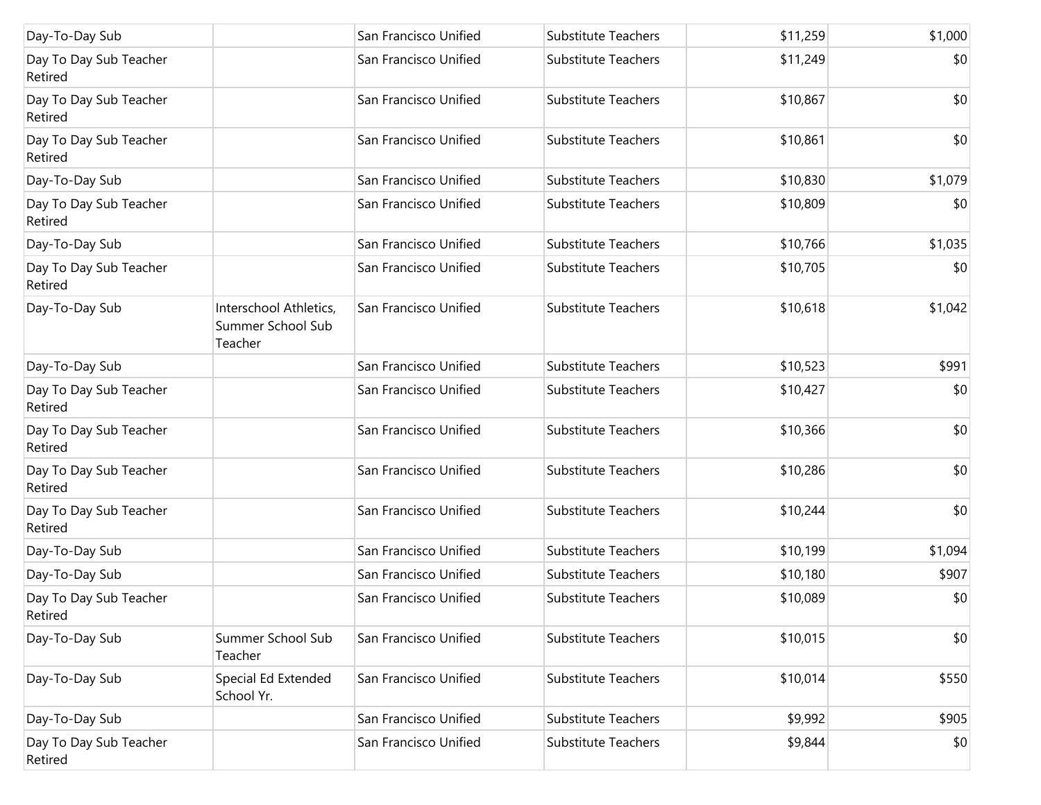| | | | | | |
|---|---|---|---|---|---|
| Day-To-Day Sub | | San Francisco Unified | Substitute Teachers | $11,259 | $1,000 |
| Day To Day Sub Teacher Retired | | San Francisco Unified | Substitute Teachers | $11,249 | $0 |
| Day To Day Sub Teacher Retired | | San Francisco Unified | Substitute Teachers | $10,867 | $0 |
| Day To Day Sub Teacher Retired | | San Francisco Unified | Substitute Teachers | $10,861 | $0 |
| Day-To-Day Sub | | San Francisco Unified | Substitute Teachers | $10,830 | $1,079 |
| Day To Day Sub Teacher Retired | | San Francisco Unified | Substitute Teachers | $10,809 | $0 |
| Day-To-Day Sub | | San Francisco Unified | Substitute Teachers | $10,766 | $1,035 |
| Day To Day Sub Teacher Retired | | San Francisco Unified | Substitute Teachers | $10,705 | $0 |
| Day-To-Day Sub | Interschool Athletics, Summer School Sub Teacher | San Francisco Unified | Substitute Teachers | $10,618 | $1,042 |
| Day-To-Day Sub | | San Francisco Unified | Substitute Teachers | $10,523 | $991 |
| Day To Day Sub Teacher Retired | | San Francisco Unified | Substitute Teachers | $10,427 | $0 |
| Day To Day Sub Teacher Retired | | San Francisco Unified | Substitute Teachers | $10,366 | $0 |
| Day To Day Sub Teacher Retired | | San Francisco Unified | Substitute Teachers | $10,286 | $0 |
| Day To Day Sub Teacher Retired | | San Francisco Unified | Substitute Teachers | $10,244 | $0 |
| Day-To-Day Sub | | San Francisco Unified | Substitute Teachers | $10,199 | $1,094 |
| Day-To-Day Sub | | San Francisco Unified | Substitute Teachers | $10,180 | $907 |
| Day To Day Sub Teacher Retired | | San Francisco Unified | Substitute Teachers | $10,089 | $0 |
| Day-To-Day Sub | Summer School Sub Teacher | San Francisco Unified | Substitute Teachers | $10,015 | $0 |
| Day-To-Day Sub | Special Ed Extended School Yr. | San Francisco Unified | Substitute Teachers | $10,014 | $550 |
| Day-To-Day Sub | | San Francisco Unified | Substitute Teachers | $9,992 | $905 |
| Day To Day Sub Teacher Retired | | San Francisco Unified | Substitute Teachers | $9,844 | $0 |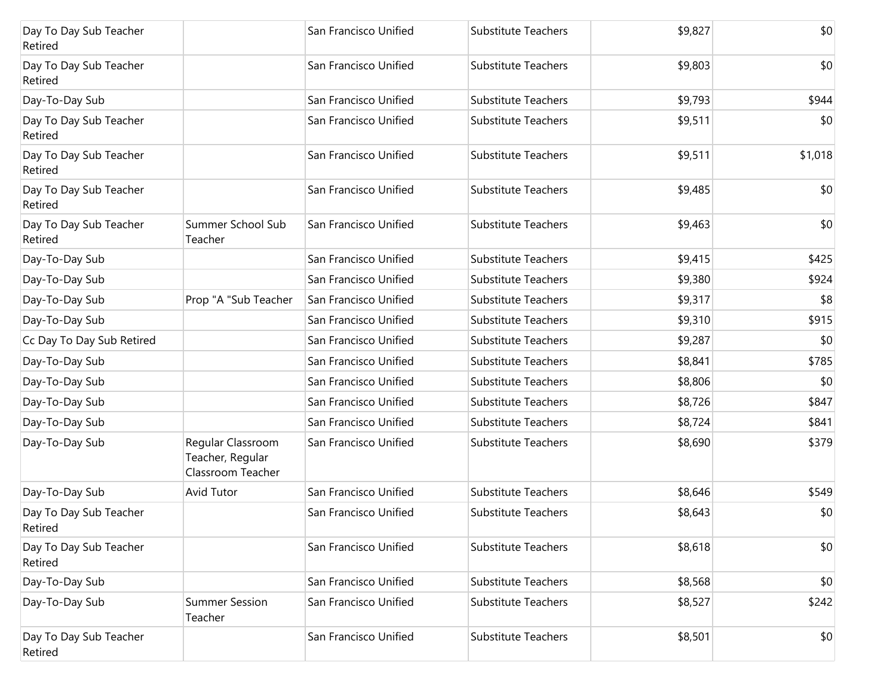| | | | | | |
|---|---|---|---|---|---|
| Day To Day Sub Teacher Retired | | San Francisco Unified | Substitute Teachers | $9,827 | $0 |
| Day To Day Sub Teacher Retired | | San Francisco Unified | Substitute Teachers | $9,803 | $0 |
| Day-To-Day Sub | | San Francisco Unified | Substitute Teachers | $9,793 | $944 |
| Day To Day Sub Teacher Retired | | San Francisco Unified | Substitute Teachers | $9,511 | $0 |
| Day To Day Sub Teacher Retired | | San Francisco Unified | Substitute Teachers | $9,511 | $1,018 |
| Day To Day Sub Teacher Retired | | San Francisco Unified | Substitute Teachers | $9,485 | $0 |
| Day To Day Sub Teacher Retired | Summer School Sub Teacher | San Francisco Unified | Substitute Teachers | $9,463 | $0 |
| Day-To-Day Sub | | San Francisco Unified | Substitute Teachers | $9,415 | $425 |
| Day-To-Day Sub | | San Francisco Unified | Substitute Teachers | $9,380 | $924 |
| Day-To-Day Sub | Prop "A "Sub Teacher | San Francisco Unified | Substitute Teachers | $9,317 | $8 |
| Day-To-Day Sub | | San Francisco Unified | Substitute Teachers | $9,310 | $915 |
| Cc Day To Day Sub Retired | | San Francisco Unified | Substitute Teachers | $9,287 | $0 |
| Day-To-Day Sub | | San Francisco Unified | Substitute Teachers | $8,841 | $785 |
| Day-To-Day Sub | | San Francisco Unified | Substitute Teachers | $8,806 | $0 |
| Day-To-Day Sub | | San Francisco Unified | Substitute Teachers | $8,726 | $847 |
| Day-To-Day Sub | | San Francisco Unified | Substitute Teachers | $8,724 | $841 |
| Day-To-Day Sub | Regular Classroom Teacher, Regular Classroom Teacher | San Francisco Unified | Substitute Teachers | $8,690 | $379 |
| Day-To-Day Sub | Avid Tutor | San Francisco Unified | Substitute Teachers | $8,646 | $549 |
| Day To Day Sub Teacher Retired | | San Francisco Unified | Substitute Teachers | $8,643 | $0 |
| Day To Day Sub Teacher Retired | | San Francisco Unified | Substitute Teachers | $8,618 | $0 |
| Day-To-Day Sub | | San Francisco Unified | Substitute Teachers | $8,568 | $0 |
| Day-To-Day Sub | Summer Session Teacher | San Francisco Unified | Substitute Teachers | $8,527 | $242 |
| Day To Day Sub Teacher Retired | | San Francisco Unified | Substitute Teachers | $8,501 | $0 |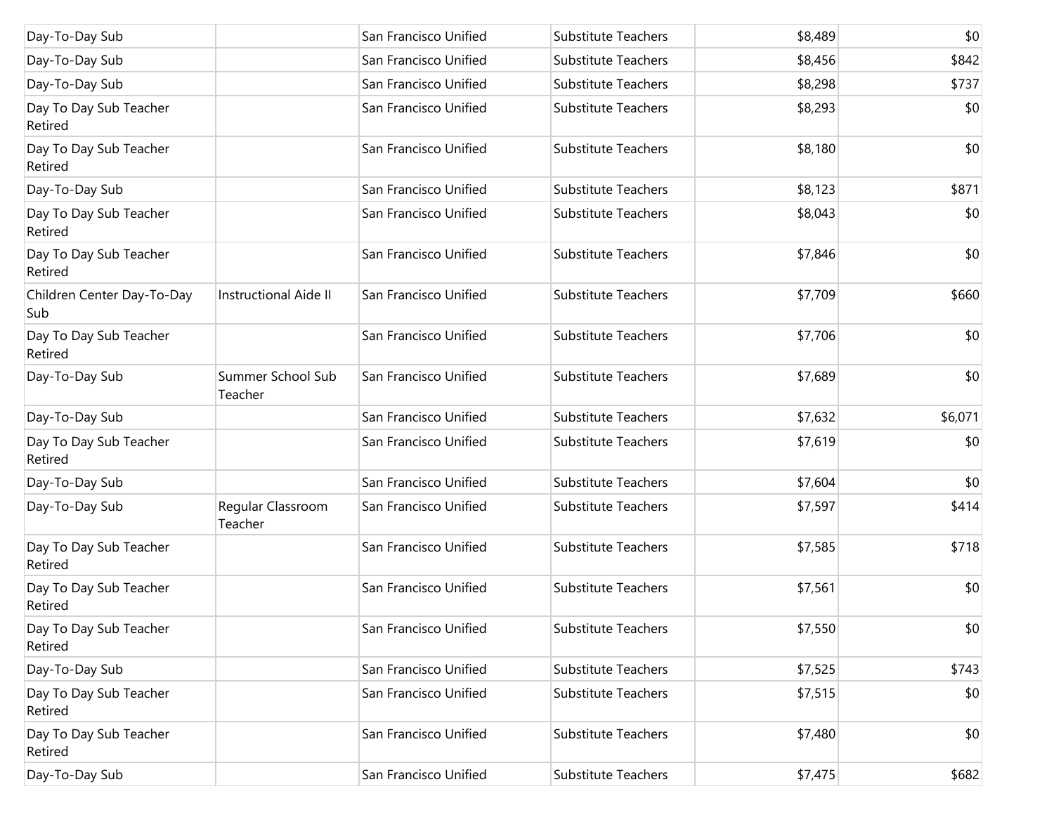| | | | | | |
|---|---|---|---|---|---|
| Day-To-Day Sub | | San Francisco Unified | Substitute Teachers | $8,489 | $0 |
| Day-To-Day Sub | | San Francisco Unified | Substitute Teachers | $8,456 | $842 |
| Day-To-Day Sub | | San Francisco Unified | Substitute Teachers | $8,298 | $737 |
| Day To Day Sub Teacher Retired | | San Francisco Unified | Substitute Teachers | $8,293 | $0 |
| Day To Day Sub Teacher Retired | | San Francisco Unified | Substitute Teachers | $8,180 | $0 |
| Day-To-Day Sub | | San Francisco Unified | Substitute Teachers | $8,123 | $871 |
| Day To Day Sub Teacher Retired | | San Francisco Unified | Substitute Teachers | $8,043 | $0 |
| Day To Day Sub Teacher Retired | | San Francisco Unified | Substitute Teachers | $7,846 | $0 |
| Children Center Day-To-Day Sub | Instructional Aide II | San Francisco Unified | Substitute Teachers | $7,709 | $660 |
| Day To Day Sub Teacher Retired | | San Francisco Unified | Substitute Teachers | $7,706 | $0 |
| Day-To-Day Sub | Summer School Sub Teacher | San Francisco Unified | Substitute Teachers | $7,689 | $0 |
| Day-To-Day Sub | | San Francisco Unified | Substitute Teachers | $7,632 | $6,071 |
| Day To Day Sub Teacher Retired | | San Francisco Unified | Substitute Teachers | $7,619 | $0 |
| Day-To-Day Sub | | San Francisco Unified | Substitute Teachers | $7,604 | $0 |
| Day-To-Day Sub | Regular Classroom Teacher | San Francisco Unified | Substitute Teachers | $7,597 | $414 |
| Day To Day Sub Teacher Retired | | San Francisco Unified | Substitute Teachers | $7,585 | $718 |
| Day To Day Sub Teacher Retired | | San Francisco Unified | Substitute Teachers | $7,561 | $0 |
| Day To Day Sub Teacher Retired | | San Francisco Unified | Substitute Teachers | $7,550 | $0 |
| Day-To-Day Sub | | San Francisco Unified | Substitute Teachers | $7,525 | $743 |
| Day To Day Sub Teacher Retired | | San Francisco Unified | Substitute Teachers | $7,515 | $0 |
| Day To Day Sub Teacher Retired | | San Francisco Unified | Substitute Teachers | $7,480 | $0 |
| Day-To-Day Sub | | San Francisco Unified | Substitute Teachers | $7,475 | $682 |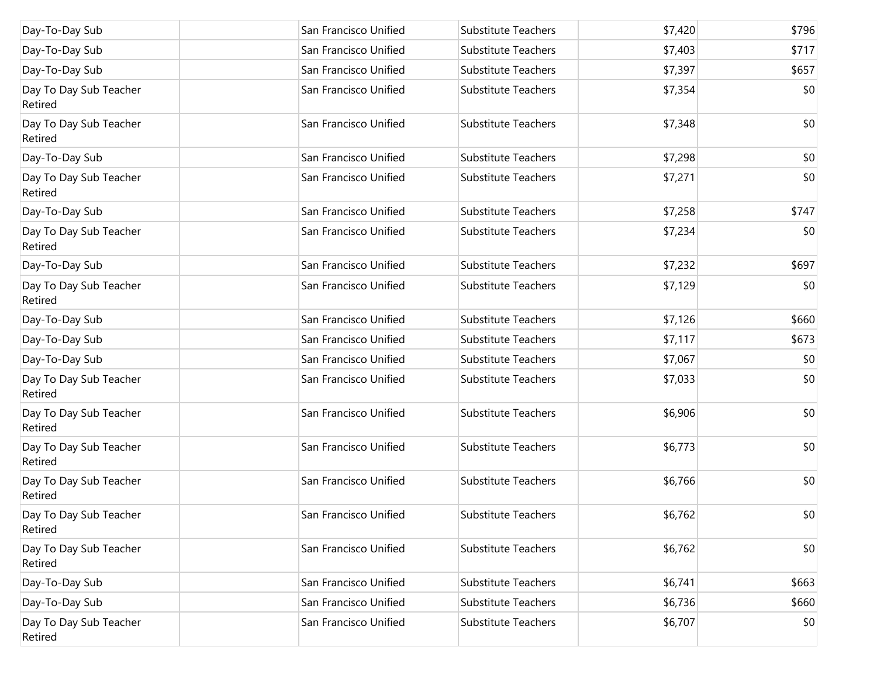| | | | | | |
|---|---|---|---|---|---|
| Day-To-Day Sub | | San Francisco Unified | Substitute Teachers | $7,420 | $796 |
| Day-To-Day Sub | | San Francisco Unified | Substitute Teachers | $7,403 | $717 |
| Day-To-Day Sub | | San Francisco Unified | Substitute Teachers | $7,397 | $657 |
| Day To Day Sub Teacher Retired | | San Francisco Unified | Substitute Teachers | $7,354 | $0 |
| Day To Day Sub Teacher Retired | | San Francisco Unified | Substitute Teachers | $7,348 | $0 |
| Day-To-Day Sub | | San Francisco Unified | Substitute Teachers | $7,298 | $0 |
| Day To Day Sub Teacher Retired | | San Francisco Unified | Substitute Teachers | $7,271 | $0 |
| Day-To-Day Sub | | San Francisco Unified | Substitute Teachers | $7,258 | $747 |
| Day To Day Sub Teacher Retired | | San Francisco Unified | Substitute Teachers | $7,234 | $0 |
| Day-To-Day Sub | | San Francisco Unified | Substitute Teachers | $7,232 | $697 |
| Day To Day Sub Teacher Retired | | San Francisco Unified | Substitute Teachers | $7,129 | $0 |
| Day-To-Day Sub | | San Francisco Unified | Substitute Teachers | $7,126 | $660 |
| Day-To-Day Sub | | San Francisco Unified | Substitute Teachers | $7,117 | $673 |
| Day-To-Day Sub | | San Francisco Unified | Substitute Teachers | $7,067 | $0 |
| Day To Day Sub Teacher Retired | | San Francisco Unified | Substitute Teachers | $7,033 | $0 |
| Day To Day Sub Teacher Retired | | San Francisco Unified | Substitute Teachers | $6,906 | $0 |
| Day To Day Sub Teacher Retired | | San Francisco Unified | Substitute Teachers | $6,773 | $0 |
| Day To Day Sub Teacher Retired | | San Francisco Unified | Substitute Teachers | $6,766 | $0 |
| Day To Day Sub Teacher Retired | | San Francisco Unified | Substitute Teachers | $6,762 | $0 |
| Day To Day Sub Teacher Retired | | San Francisco Unified | Substitute Teachers | $6,762 | $0 |
| Day-To-Day Sub | | San Francisco Unified | Substitute Teachers | $6,741 | $663 |
| Day-To-Day Sub | | San Francisco Unified | Substitute Teachers | $6,736 | $660 |
| Day To Day Sub Teacher Retired | | San Francisco Unified | Substitute Teachers | $6,707 | $0 |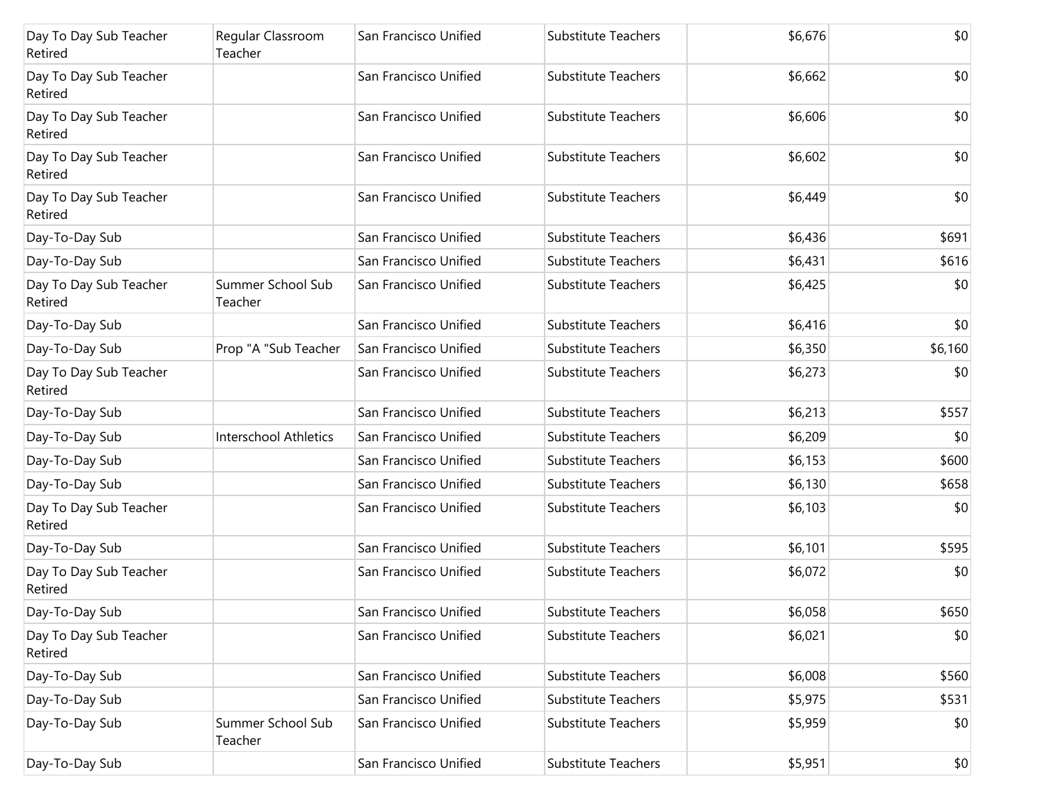| | | | | | |
|---|---|---|---|---|---|
| Day To Day Sub Teacher Retired | Regular Classroom Teacher | San Francisco Unified | Substitute Teachers | $6,676 | $0 |
| Day To Day Sub Teacher Retired | | San Francisco Unified | Substitute Teachers | $6,662 | $0 |
| Day To Day Sub Teacher Retired | | San Francisco Unified | Substitute Teachers | $6,606 | $0 |
| Day To Day Sub Teacher Retired | | San Francisco Unified | Substitute Teachers | $6,602 | $0 |
| Day To Day Sub Teacher Retired | | San Francisco Unified | Substitute Teachers | $6,449 | $0 |
| Day-To-Day Sub | | San Francisco Unified | Substitute Teachers | $6,436 | $691 |
| Day-To-Day Sub | | San Francisco Unified | Substitute Teachers | $6,431 | $616 |
| Day To Day Sub Teacher Retired | Summer School Sub Teacher | San Francisco Unified | Substitute Teachers | $6,425 | $0 |
| Day-To-Day Sub | | San Francisco Unified | Substitute Teachers | $6,416 | $0 |
| Day-To-Day Sub | Prop "A "Sub Teacher | San Francisco Unified | Substitute Teachers | $6,350 | $6,160 |
| Day To Day Sub Teacher Retired | | San Francisco Unified | Substitute Teachers | $6,273 | $0 |
| Day-To-Day Sub | | San Francisco Unified | Substitute Teachers | $6,213 | $557 |
| Day-To-Day Sub | Interschool Athletics | San Francisco Unified | Substitute Teachers | $6,209 | $0 |
| Day-To-Day Sub | | San Francisco Unified | Substitute Teachers | $6,153 | $600 |
| Day-To-Day Sub | | San Francisco Unified | Substitute Teachers | $6,130 | $658 |
| Day To Day Sub Teacher Retired | | San Francisco Unified | Substitute Teachers | $6,103 | $0 |
| Day-To-Day Sub | | San Francisco Unified | Substitute Teachers | $6,101 | $595 |
| Day To Day Sub Teacher Retired | | San Francisco Unified | Substitute Teachers | $6,072 | $0 |
| Day-To-Day Sub | | San Francisco Unified | Substitute Teachers | $6,058 | $650 |
| Day To Day Sub Teacher Retired | | San Francisco Unified | Substitute Teachers | $6,021 | $0 |
| Day-To-Day Sub | | San Francisco Unified | Substitute Teachers | $6,008 | $560 |
| Day-To-Day Sub | | San Francisco Unified | Substitute Teachers | $5,975 | $531 |
| Day-To-Day Sub | Summer School Sub Teacher | San Francisco Unified | Substitute Teachers | $5,959 | $0 |
| Day-To-Day Sub | | San Francisco Unified | Substitute Teachers | $5,951 | $0 |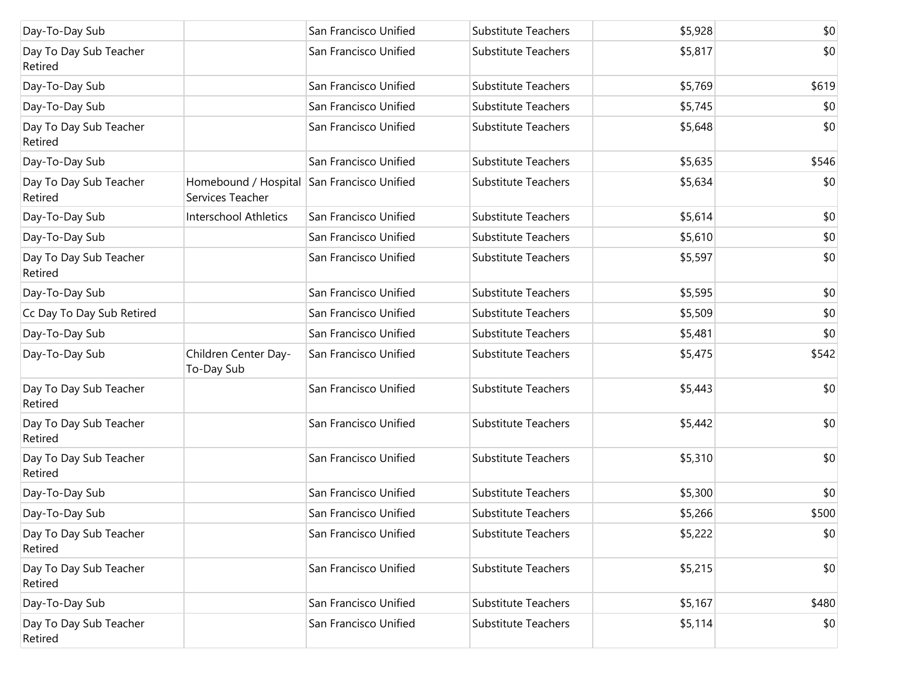| | | | | | |
|---|---|---|---|---|---|
| Day-To-Day Sub | | San Francisco Unified | Substitute Teachers | $5,928 | $0 |
| Day To Day Sub Teacher Retired | | San Francisco Unified | Substitute Teachers | $5,817 | $0 |
| Day-To-Day Sub | | San Francisco Unified | Substitute Teachers | $5,769 | $619 |
| Day-To-Day Sub | | San Francisco Unified | Substitute Teachers | $5,745 | $0 |
| Day To Day Sub Teacher Retired | | San Francisco Unified | Substitute Teachers | $5,648 | $0 |
| Day-To-Day Sub | | San Francisco Unified | Substitute Teachers | $5,635 | $546 |
| Day To Day Sub Teacher Retired | Homebound / Hospital Services Teacher | San Francisco Unified | Substitute Teachers | $5,634 | $0 |
| Day-To-Day Sub | Interschool Athletics | San Francisco Unified | Substitute Teachers | $5,614 | $0 |
| Day-To-Day Sub | | San Francisco Unified | Substitute Teachers | $5,610 | $0 |
| Day To Day Sub Teacher Retired | | San Francisco Unified | Substitute Teachers | $5,597 | $0 |
| Day-To-Day Sub | | San Francisco Unified | Substitute Teachers | $5,595 | $0 |
| Cc Day To Day Sub Retired | | San Francisco Unified | Substitute Teachers | $5,509 | $0 |
| Day-To-Day Sub | | San Francisco Unified | Substitute Teachers | $5,481 | $0 |
| Day-To-Day Sub | Children Center Day-To-Day Sub | San Francisco Unified | Substitute Teachers | $5,475 | $542 |
| Day To Day Sub Teacher Retired | | San Francisco Unified | Substitute Teachers | $5,443 | $0 |
| Day To Day Sub Teacher Retired | | San Francisco Unified | Substitute Teachers | $5,442 | $0 |
| Day To Day Sub Teacher Retired | | San Francisco Unified | Substitute Teachers | $5,310 | $0 |
| Day-To-Day Sub | | San Francisco Unified | Substitute Teachers | $5,300 | $0 |
| Day-To-Day Sub | | San Francisco Unified | Substitute Teachers | $5,266 | $500 |
| Day To Day Sub Teacher Retired | | San Francisco Unified | Substitute Teachers | $5,222 | $0 |
| Day To Day Sub Teacher Retired | | San Francisco Unified | Substitute Teachers | $5,215 | $0 |
| Day-To-Day Sub | | San Francisco Unified | Substitute Teachers | $5,167 | $480 |
| Day To Day Sub Teacher Retired | | San Francisco Unified | Substitute Teachers | $5,114 | $0 |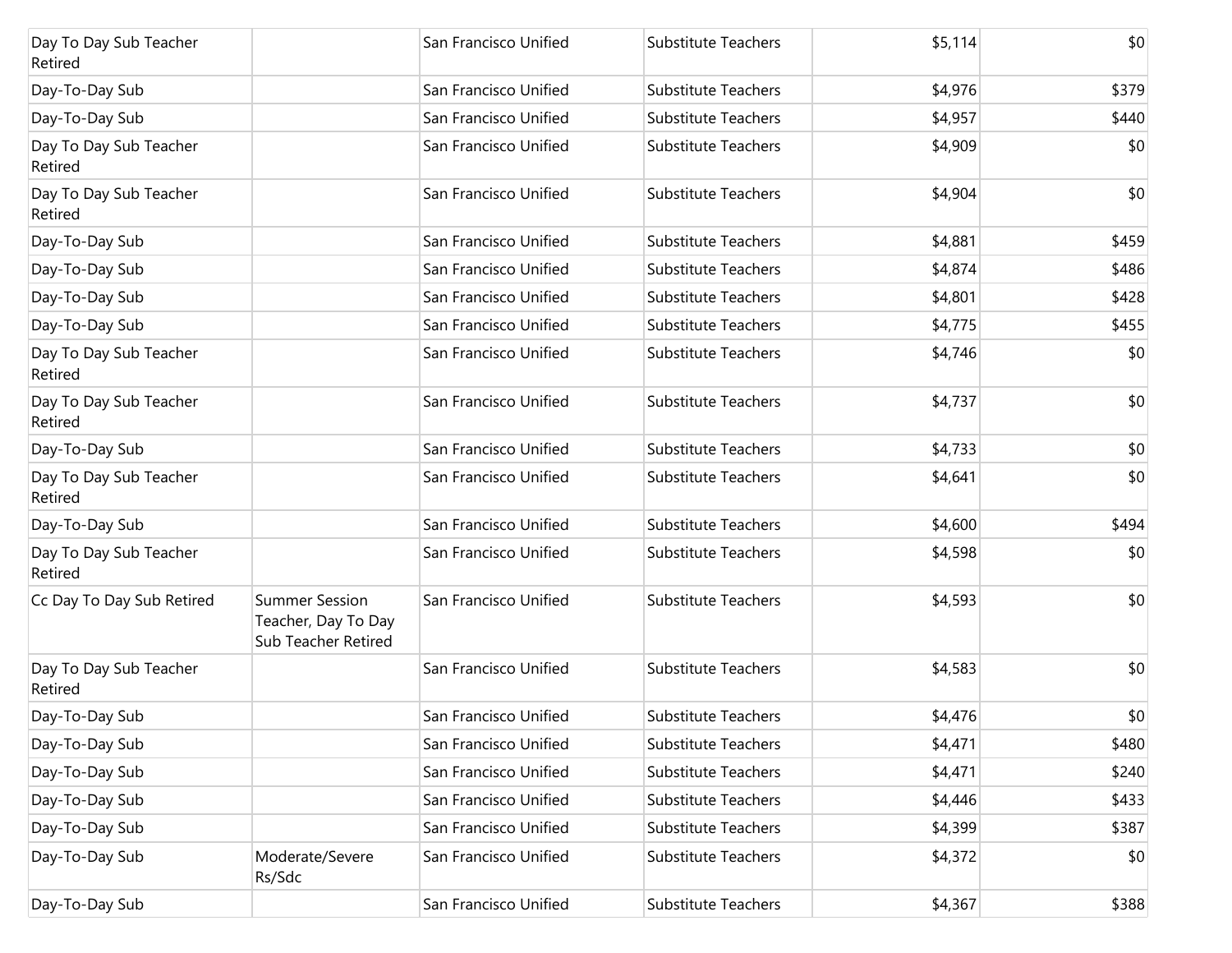| | | | | | |
|---|---|---|---|---|---|
| Day To Day Sub Teacher Retired | | San Francisco Unified | Substitute Teachers | $5,114 | $0 |
| Day-To-Day Sub | | San Francisco Unified | Substitute Teachers | $4,976 | $379 |
| Day-To-Day Sub | | San Francisco Unified | Substitute Teachers | $4,957 | $440 |
| Day To Day Sub Teacher Retired | | San Francisco Unified | Substitute Teachers | $4,909 | $0 |
| Day To Day Sub Teacher Retired | | San Francisco Unified | Substitute Teachers | $4,904 | $0 |
| Day-To-Day Sub | | San Francisco Unified | Substitute Teachers | $4,881 | $459 |
| Day-To-Day Sub | | San Francisco Unified | Substitute Teachers | $4,874 | $486 |
| Day-To-Day Sub | | San Francisco Unified | Substitute Teachers | $4,801 | $428 |
| Day-To-Day Sub | | San Francisco Unified | Substitute Teachers | $4,775 | $455 |
| Day To Day Sub Teacher Retired | | San Francisco Unified | Substitute Teachers | $4,746 | $0 |
| Day To Day Sub Teacher Retired | | San Francisco Unified | Substitute Teachers | $4,737 | $0 |
| Day-To-Day Sub | | San Francisco Unified | Substitute Teachers | $4,733 | $0 |
| Day To Day Sub Teacher Retired | | San Francisco Unified | Substitute Teachers | $4,641 | $0 |
| Day-To-Day Sub | | San Francisco Unified | Substitute Teachers | $4,600 | $494 |
| Day To Day Sub Teacher Retired | | San Francisco Unified | Substitute Teachers | $4,598 | $0 |
| Cc Day To Day Sub Retired | Summer Session Teacher, Day To Day Sub Teacher Retired | San Francisco Unified | Substitute Teachers | $4,593 | $0 |
| Day To Day Sub Teacher Retired | | San Francisco Unified | Substitute Teachers | $4,583 | $0 |
| Day-To-Day Sub | | San Francisco Unified | Substitute Teachers | $4,476 | $0 |
| Day-To-Day Sub | | San Francisco Unified | Substitute Teachers | $4,471 | $480 |
| Day-To-Day Sub | | San Francisco Unified | Substitute Teachers | $4,471 | $240 |
| Day-To-Day Sub | | San Francisco Unified | Substitute Teachers | $4,446 | $433 |
| Day-To-Day Sub | | San Francisco Unified | Substitute Teachers | $4,399 | $387 |
| Day-To-Day Sub | Moderate/Severe Rs/Sdc | San Francisco Unified | Substitute Teachers | $4,372 | $0 |
| Day-To-Day Sub | | San Francisco Unified | Substitute Teachers | $4,367 | $388 |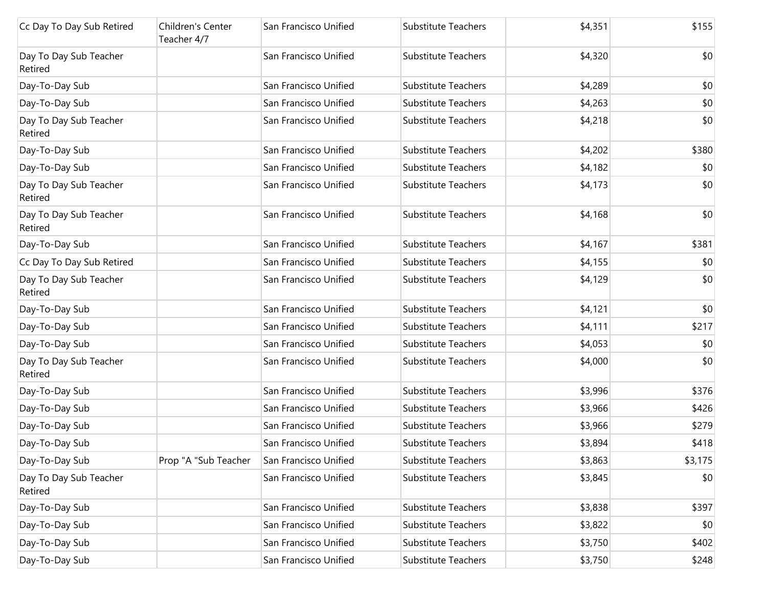| | | | | | |
|---|---|---|---|---|---|
| Cc Day To Day Sub Retired | Children's Center Teacher 4/7 | San Francisco Unified | Substitute Teachers | $4,351 | $155 |
| Day To Day Sub Teacher Retired | | San Francisco Unified | Substitute Teachers | $4,320 | $0 |
| Day-To-Day Sub | | San Francisco Unified | Substitute Teachers | $4,289 | $0 |
| Day-To-Day Sub | | San Francisco Unified | Substitute Teachers | $4,263 | $0 |
| Day To Day Sub Teacher Retired | | San Francisco Unified | Substitute Teachers | $4,218 | $0 |
| Day-To-Day Sub | | San Francisco Unified | Substitute Teachers | $4,202 | $380 |
| Day-To-Day Sub | | San Francisco Unified | Substitute Teachers | $4,182 | $0 |
| Day To Day Sub Teacher Retired | | San Francisco Unified | Substitute Teachers | $4,173 | $0 |
| Day To Day Sub Teacher Retired | | San Francisco Unified | Substitute Teachers | $4,168 | $0 |
| Day-To-Day Sub | | San Francisco Unified | Substitute Teachers | $4,167 | $381 |
| Cc Day To Day Sub Retired | | San Francisco Unified | Substitute Teachers | $4,155 | $0 |
| Day To Day Sub Teacher Retired | | San Francisco Unified | Substitute Teachers | $4,129 | $0 |
| Day-To-Day Sub | | San Francisco Unified | Substitute Teachers | $4,121 | $0 |
| Day-To-Day Sub | | San Francisco Unified | Substitute Teachers | $4,111 | $217 |
| Day-To-Day Sub | | San Francisco Unified | Substitute Teachers | $4,053 | $0 |
| Day To Day Sub Teacher Retired | | San Francisco Unified | Substitute Teachers | $4,000 | $0 |
| Day-To-Day Sub | | San Francisco Unified | Substitute Teachers | $3,996 | $376 |
| Day-To-Day Sub | | San Francisco Unified | Substitute Teachers | $3,966 | $426 |
| Day-To-Day Sub | | San Francisco Unified | Substitute Teachers | $3,966 | $279 |
| Day-To-Day Sub | | San Francisco Unified | Substitute Teachers | $3,894 | $418 |
| Day-To-Day Sub | Prop "A "Sub Teacher | San Francisco Unified | Substitute Teachers | $3,863 | $3,175 |
| Day To Day Sub Teacher Retired | | San Francisco Unified | Substitute Teachers | $3,845 | $0 |
| Day-To-Day Sub | | San Francisco Unified | Substitute Teachers | $3,838 | $397 |
| Day-To-Day Sub | | San Francisco Unified | Substitute Teachers | $3,822 | $0 |
| Day-To-Day Sub | | San Francisco Unified | Substitute Teachers | $3,750 | $402 |
| Day-To-Day Sub | | San Francisco Unified | Substitute Teachers | $3,750 | $248 |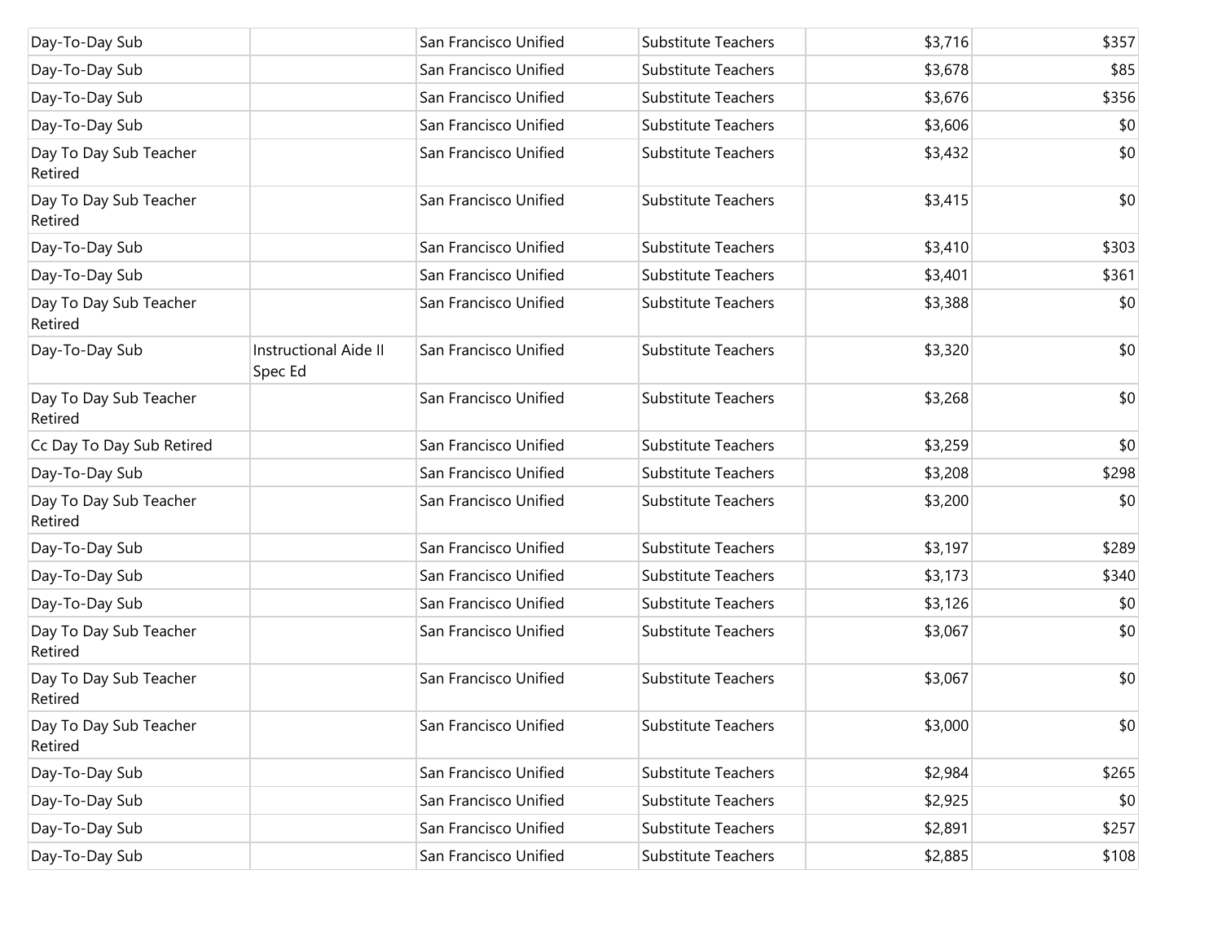| | | | | | |
|---|---|---|---|---|---|
| Day-To-Day Sub | | San Francisco Unified | Substitute Teachers | $3,716 | $357 |
| Day-To-Day Sub | | San Francisco Unified | Substitute Teachers | $3,678 | $85 |
| Day-To-Day Sub | | San Francisco Unified | Substitute Teachers | $3,676 | $356 |
| Day-To-Day Sub | | San Francisco Unified | Substitute Teachers | $3,606 | $0 |
| Day To Day Sub Teacher Retired | | San Francisco Unified | Substitute Teachers | $3,432 | $0 |
| Day To Day Sub Teacher Retired | | San Francisco Unified | Substitute Teachers | $3,415 | $0 |
| Day-To-Day Sub | | San Francisco Unified | Substitute Teachers | $3,410 | $303 |
| Day-To-Day Sub | | San Francisco Unified | Substitute Teachers | $3,401 | $361 |
| Day To Day Sub Teacher Retired | | San Francisco Unified | Substitute Teachers | $3,388 | $0 |
| Day-To-Day Sub | Instructional Aide II Spec Ed | San Francisco Unified | Substitute Teachers | $3,320 | $0 |
| Day To Day Sub Teacher Retired | | San Francisco Unified | Substitute Teachers | $3,268 | $0 |
| Cc Day To Day Sub Retired | | San Francisco Unified | Substitute Teachers | $3,259 | $0 |
| Day-To-Day Sub | | San Francisco Unified | Substitute Teachers | $3,208 | $298 |
| Day To Day Sub Teacher Retired | | San Francisco Unified | Substitute Teachers | $3,200 | $0 |
| Day-To-Day Sub | | San Francisco Unified | Substitute Teachers | $3,197 | $289 |
| Day-To-Day Sub | | San Francisco Unified | Substitute Teachers | $3,173 | $340 |
| Day-To-Day Sub | | San Francisco Unified | Substitute Teachers | $3,126 | $0 |
| Day To Day Sub Teacher Retired | | San Francisco Unified | Substitute Teachers | $3,067 | $0 |
| Day To Day Sub Teacher Retired | | San Francisco Unified | Substitute Teachers | $3,067 | $0 |
| Day To Day Sub Teacher Retired | | San Francisco Unified | Substitute Teachers | $3,000 | $0 |
| Day-To-Day Sub | | San Francisco Unified | Substitute Teachers | $2,984 | $265 |
| Day-To-Day Sub | | San Francisco Unified | Substitute Teachers | $2,925 | $0 |
| Day-To-Day Sub | | San Francisco Unified | Substitute Teachers | $2,891 | $257 |
| Day-To-Day Sub | | San Francisco Unified | Substitute Teachers | $2,885 | $108 |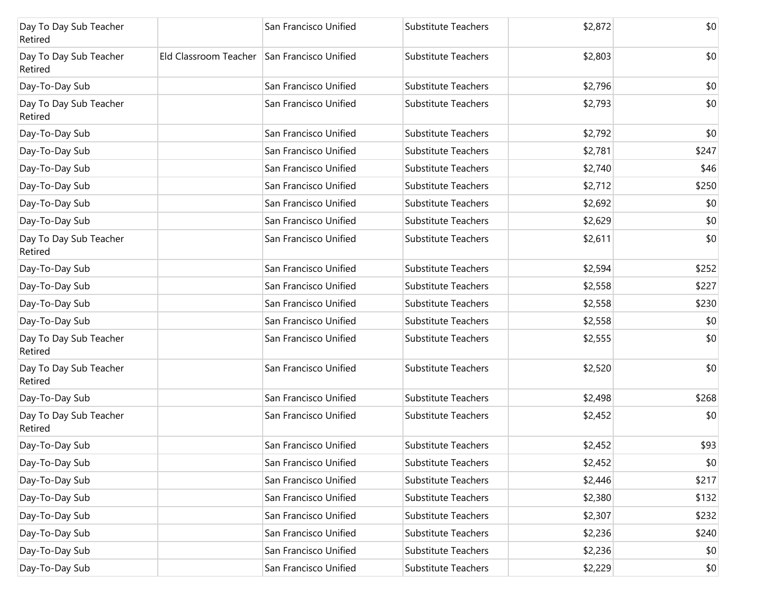| | | | | | |
|---|---|---|---|---|---|
| Day To Day Sub Teacher Retired | | San Francisco Unified | Substitute Teachers | $2,872 | $0 |
| Day To Day Sub Teacher Retired | Eld Classroom Teacher | San Francisco Unified | Substitute Teachers | $2,803 | $0 |
| Day-To-Day Sub | | San Francisco Unified | Substitute Teachers | $2,796 | $0 |
| Day To Day Sub Teacher Retired | | San Francisco Unified | Substitute Teachers | $2,793 | $0 |
| Day-To-Day Sub | | San Francisco Unified | Substitute Teachers | $2,792 | $0 |
| Day-To-Day Sub | | San Francisco Unified | Substitute Teachers | $2,781 | $247 |
| Day-To-Day Sub | | San Francisco Unified | Substitute Teachers | $2,740 | $46 |
| Day-To-Day Sub | | San Francisco Unified | Substitute Teachers | $2,712 | $250 |
| Day-To-Day Sub | | San Francisco Unified | Substitute Teachers | $2,692 | $0 |
| Day-To-Day Sub | | San Francisco Unified | Substitute Teachers | $2,629 | $0 |
| Day To Day Sub Teacher Retired | | San Francisco Unified | Substitute Teachers | $2,611 | $0 |
| Day-To-Day Sub | | San Francisco Unified | Substitute Teachers | $2,594 | $252 |
| Day-To-Day Sub | | San Francisco Unified | Substitute Teachers | $2,558 | $227 |
| Day-To-Day Sub | | San Francisco Unified | Substitute Teachers | $2,558 | $230 |
| Day-To-Day Sub | | San Francisco Unified | Substitute Teachers | $2,558 | $0 |
| Day To Day Sub Teacher Retired | | San Francisco Unified | Substitute Teachers | $2,555 | $0 |
| Day To Day Sub Teacher Retired | | San Francisco Unified | Substitute Teachers | $2,520 | $0 |
| Day-To-Day Sub | | San Francisco Unified | Substitute Teachers | $2,498 | $268 |
| Day To Day Sub Teacher Retired | | San Francisco Unified | Substitute Teachers | $2,452 | $0 |
| Day-To-Day Sub | | San Francisco Unified | Substitute Teachers | $2,452 | $93 |
| Day-To-Day Sub | | San Francisco Unified | Substitute Teachers | $2,452 | $0 |
| Day-To-Day Sub | | San Francisco Unified | Substitute Teachers | $2,446 | $217 |
| Day-To-Day Sub | | San Francisco Unified | Substitute Teachers | $2,380 | $132 |
| Day-To-Day Sub | | San Francisco Unified | Substitute Teachers | $2,307 | $232 |
| Day-To-Day Sub | | San Francisco Unified | Substitute Teachers | $2,236 | $240 |
| Day-To-Day Sub | | San Francisco Unified | Substitute Teachers | $2,236 | $0 |
| Day-To-Day Sub | | San Francisco Unified | Substitute Teachers | $2,229 | $0 |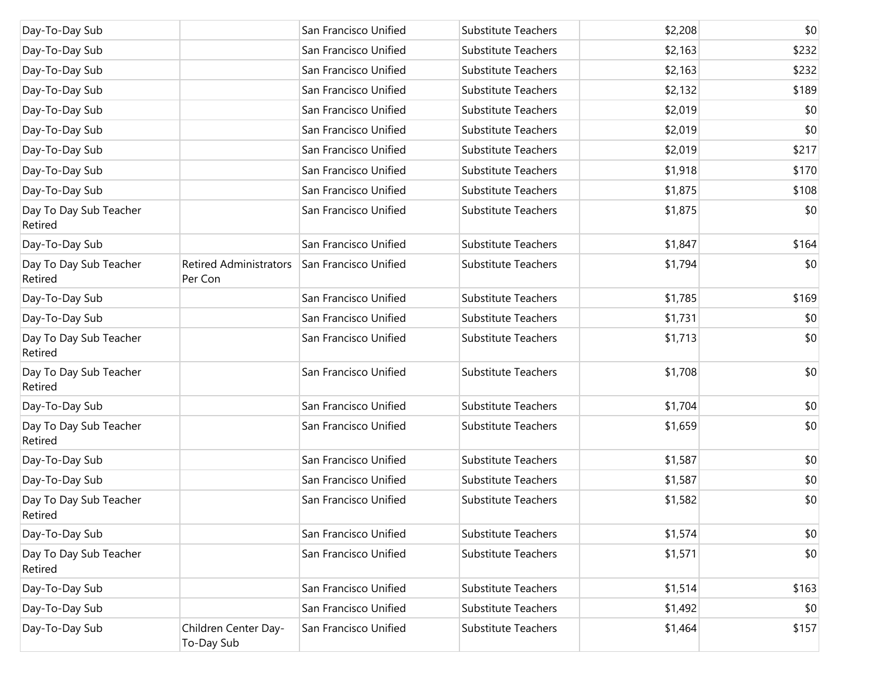| | | | | | |
|---|---|---|---|---|---|
| Day-To-Day Sub | | San Francisco Unified | Substitute Teachers | $2,208 | $0 |
| Day-To-Day Sub | | San Francisco Unified | Substitute Teachers | $2,163 | $232 |
| Day-To-Day Sub | | San Francisco Unified | Substitute Teachers | $2,163 | $232 |
| Day-To-Day Sub | | San Francisco Unified | Substitute Teachers | $2,132 | $189 |
| Day-To-Day Sub | | San Francisco Unified | Substitute Teachers | $2,019 | $0 |
| Day-To-Day Sub | | San Francisco Unified | Substitute Teachers | $2,019 | $0 |
| Day-To-Day Sub | | San Francisco Unified | Substitute Teachers | $2,019 | $217 |
| Day-To-Day Sub | | San Francisco Unified | Substitute Teachers | $1,918 | $170 |
| Day-To-Day Sub | | San Francisco Unified | Substitute Teachers | $1,875 | $108 |
| Day To Day Sub Teacher Retired | | San Francisco Unified | Substitute Teachers | $1,875 | $0 |
| Day-To-Day Sub | | San Francisco Unified | Substitute Teachers | $1,847 | $164 |
| Day To Day Sub Teacher Retired | Retired Administrators Per Con | San Francisco Unified | Substitute Teachers | $1,794 | $0 |
| Day-To-Day Sub | | San Francisco Unified | Substitute Teachers | $1,785 | $169 |
| Day-To-Day Sub | | San Francisco Unified | Substitute Teachers | $1,731 | $0 |
| Day To Day Sub Teacher Retired | | San Francisco Unified | Substitute Teachers | $1,713 | $0 |
| Day To Day Sub Teacher Retired | | San Francisco Unified | Substitute Teachers | $1,708 | $0 |
| Day-To-Day Sub | | San Francisco Unified | Substitute Teachers | $1,704 | $0 |
| Day To Day Sub Teacher Retired | | San Francisco Unified | Substitute Teachers | $1,659 | $0 |
| Day-To-Day Sub | | San Francisco Unified | Substitute Teachers | $1,587 | $0 |
| Day-To-Day Sub | | San Francisco Unified | Substitute Teachers | $1,587 | $0 |
| Day To Day Sub Teacher Retired | | San Francisco Unified | Substitute Teachers | $1,582 | $0 |
| Day-To-Day Sub | | San Francisco Unified | Substitute Teachers | $1,574 | $0 |
| Day To Day Sub Teacher Retired | | San Francisco Unified | Substitute Teachers | $1,571 | $0 |
| Day-To-Day Sub | | San Francisco Unified | Substitute Teachers | $1,514 | $163 |
| Day-To-Day Sub | | San Francisco Unified | Substitute Teachers | $1,492 | $0 |
| Day-To-Day Sub | Children Center Day-To-Day Sub | San Francisco Unified | Substitute Teachers | $1,464 | $157 |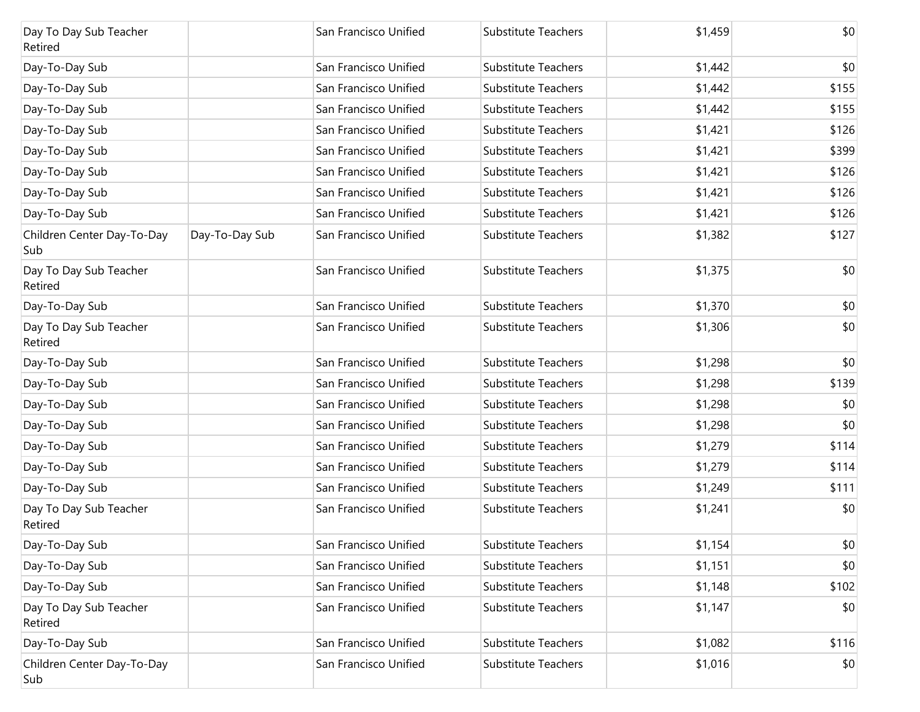| | | | | | |
|---|---|---|---|---|---|
| Day To Day Sub Teacher Retired | | San Francisco Unified | Substitute Teachers | $1,459 | $0 |
| Day-To-Day Sub | | San Francisco Unified | Substitute Teachers | $1,442 | $0 |
| Day-To-Day Sub | | San Francisco Unified | Substitute Teachers | $1,442 | $155 |
| Day-To-Day Sub | | San Francisco Unified | Substitute Teachers | $1,442 | $155 |
| Day-To-Day Sub | | San Francisco Unified | Substitute Teachers | $1,421 | $126 |
| Day-To-Day Sub | | San Francisco Unified | Substitute Teachers | $1,421 | $399 |
| Day-To-Day Sub | | San Francisco Unified | Substitute Teachers | $1,421 | $126 |
| Day-To-Day Sub | | San Francisco Unified | Substitute Teachers | $1,421 | $126 |
| Day-To-Day Sub | | San Francisco Unified | Substitute Teachers | $1,421 | $126 |
| Children Center Day-To-Day Sub | Day-To-Day Sub | San Francisco Unified | Substitute Teachers | $1,382 | $127 |
| Day To Day Sub Teacher Retired | | San Francisco Unified | Substitute Teachers | $1,375 | $0 |
| Day-To-Day Sub | | San Francisco Unified | Substitute Teachers | $1,370 | $0 |
| Day To Day Sub Teacher Retired | | San Francisco Unified | Substitute Teachers | $1,306 | $0 |
| Day-To-Day Sub | | San Francisco Unified | Substitute Teachers | $1,298 | $0 |
| Day-To-Day Sub | | San Francisco Unified | Substitute Teachers | $1,298 | $139 |
| Day-To-Day Sub | | San Francisco Unified | Substitute Teachers | $1,298 | $0 |
| Day-To-Day Sub | | San Francisco Unified | Substitute Teachers | $1,298 | $0 |
| Day-To-Day Sub | | San Francisco Unified | Substitute Teachers | $1,279 | $114 |
| Day-To-Day Sub | | San Francisco Unified | Substitute Teachers | $1,279 | $114 |
| Day-To-Day Sub | | San Francisco Unified | Substitute Teachers | $1,249 | $111 |
| Day To Day Sub Teacher Retired | | San Francisco Unified | Substitute Teachers | $1,241 | $0 |
| Day-To-Day Sub | | San Francisco Unified | Substitute Teachers | $1,154 | $0 |
| Day-To-Day Sub | | San Francisco Unified | Substitute Teachers | $1,151 | $0 |
| Day-To-Day Sub | | San Francisco Unified | Substitute Teachers | $1,148 | $102 |
| Day To Day Sub Teacher Retired | | San Francisco Unified | Substitute Teachers | $1,147 | $0 |
| Day-To-Day Sub | | San Francisco Unified | Substitute Teachers | $1,082 | $116 |
| Children Center Day-To-Day Sub | | San Francisco Unified | Substitute Teachers | $1,016 | $0 |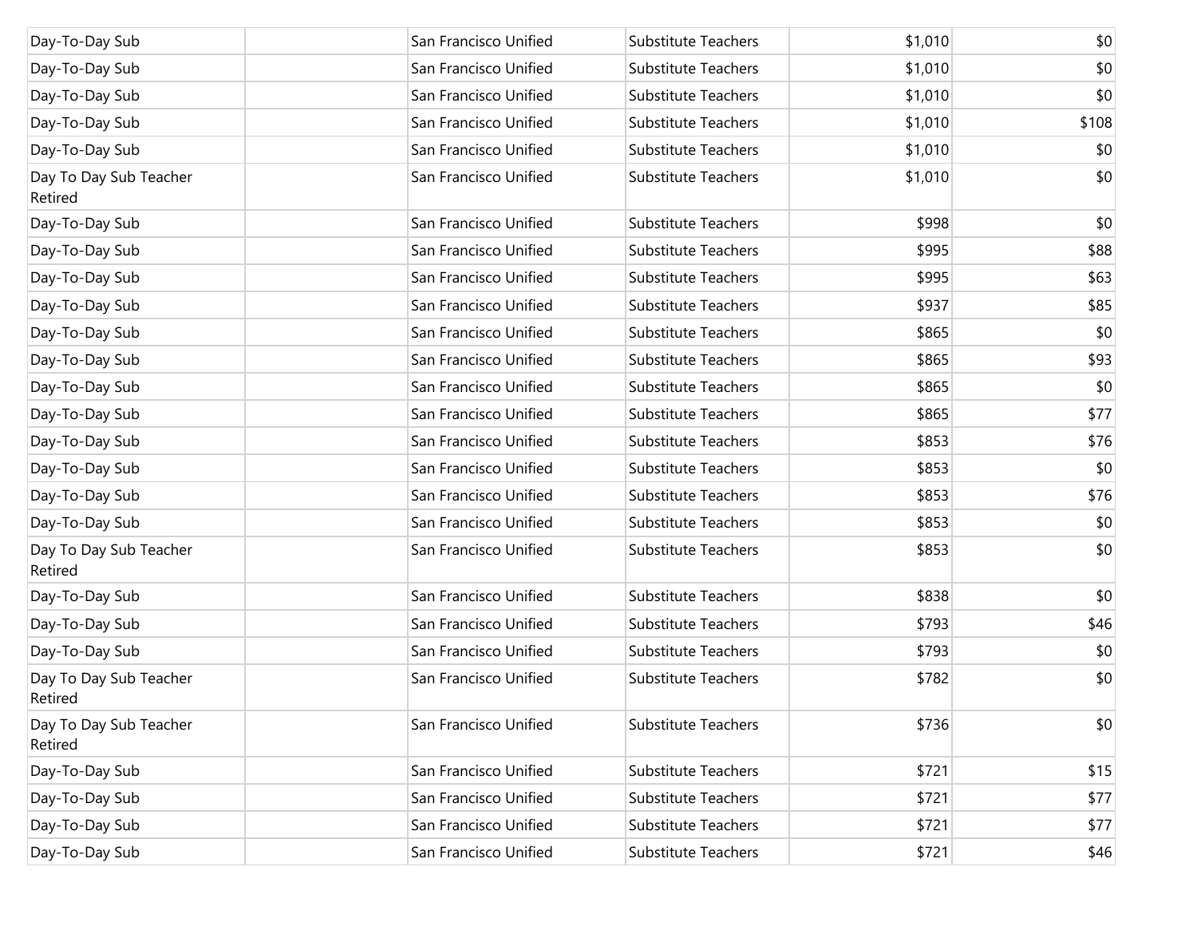| | | | | | |
|---|---|---|---|---|---|
| Day-To-Day Sub | | San Francisco Unified | Substitute Teachers | $1,010 | $0 |
| Day-To-Day Sub | | San Francisco Unified | Substitute Teachers | $1,010 | $0 |
| Day-To-Day Sub | | San Francisco Unified | Substitute Teachers | $1,010 | $0 |
| Day-To-Day Sub | | San Francisco Unified | Substitute Teachers | $1,010 | $108 |
| Day-To-Day Sub | | San Francisco Unified | Substitute Teachers | $1,010 | $0 |
| Day To Day Sub Teacher Retired | | San Francisco Unified | Substitute Teachers | $1,010 | $0 |
| Day-To-Day Sub | | San Francisco Unified | Substitute Teachers | $998 | $0 |
| Day-To-Day Sub | | San Francisco Unified | Substitute Teachers | $995 | $88 |
| Day-To-Day Sub | | San Francisco Unified | Substitute Teachers | $995 | $63 |
| Day-To-Day Sub | | San Francisco Unified | Substitute Teachers | $937 | $85 |
| Day-To-Day Sub | | San Francisco Unified | Substitute Teachers | $865 | $0 |
| Day-To-Day Sub | | San Francisco Unified | Substitute Teachers | $865 | $93 |
| Day-To-Day Sub | | San Francisco Unified | Substitute Teachers | $865 | $0 |
| Day-To-Day Sub | | San Francisco Unified | Substitute Teachers | $865 | $77 |
| Day-To-Day Sub | | San Francisco Unified | Substitute Teachers | $853 | $76 |
| Day-To-Day Sub | | San Francisco Unified | Substitute Teachers | $853 | $0 |
| Day-To-Day Sub | | San Francisco Unified | Substitute Teachers | $853 | $76 |
| Day-To-Day Sub | | San Francisco Unified | Substitute Teachers | $853 | $0 |
| Day To Day Sub Teacher Retired | | San Francisco Unified | Substitute Teachers | $853 | $0 |
| Day-To-Day Sub | | San Francisco Unified | Substitute Teachers | $838 | $0 |
| Day-To-Day Sub | | San Francisco Unified | Substitute Teachers | $793 | $46 |
| Day-To-Day Sub | | San Francisco Unified | Substitute Teachers | $793 | $0 |
| Day To Day Sub Teacher Retired | | San Francisco Unified | Substitute Teachers | $782 | $0 |
| Day To Day Sub Teacher Retired | | San Francisco Unified | Substitute Teachers | $736 | $0 |
| Day-To-Day Sub | | San Francisco Unified | Substitute Teachers | $721 | $15 |
| Day-To-Day Sub | | San Francisco Unified | Substitute Teachers | $721 | $77 |
| Day-To-Day Sub | | San Francisco Unified | Substitute Teachers | $721 | $77 |
| Day-To-Day Sub | | San Francisco Unified | Substitute Teachers | $721 | $46 |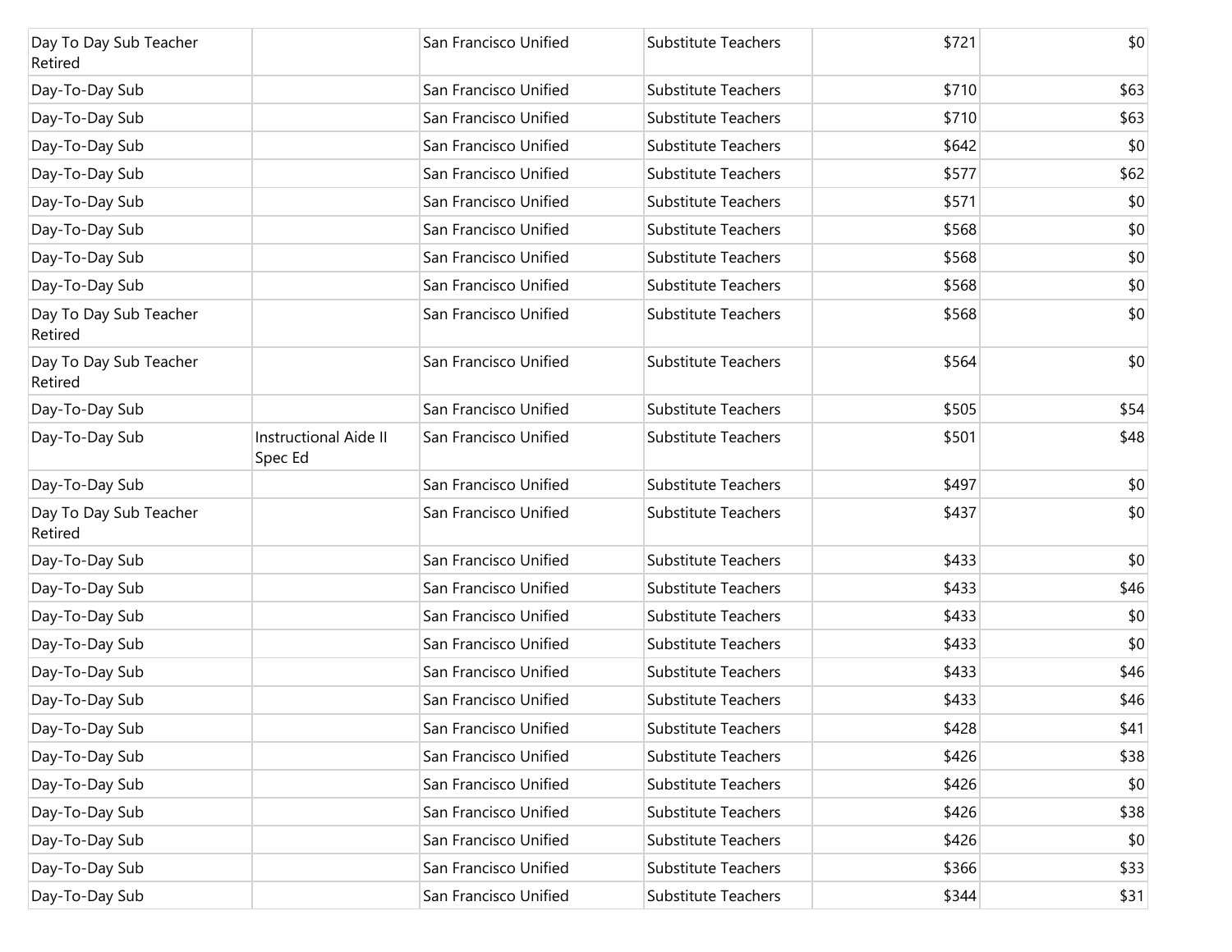| | | | | | |
|---|---|---|---|---|---|
| Day To Day Sub Teacher Retired | | San Francisco Unified | Substitute Teachers | $721 | $0 |
| Day-To-Day Sub | | San Francisco Unified | Substitute Teachers | $710 | $63 |
| Day-To-Day Sub | | San Francisco Unified | Substitute Teachers | $710 | $63 |
| Day-To-Day Sub | | San Francisco Unified | Substitute Teachers | $642 | $0 |
| Day-To-Day Sub | | San Francisco Unified | Substitute Teachers | $577 | $62 |
| Day-To-Day Sub | | San Francisco Unified | Substitute Teachers | $571 | $0 |
| Day-To-Day Sub | | San Francisco Unified | Substitute Teachers | $568 | $0 |
| Day-To-Day Sub | | San Francisco Unified | Substitute Teachers | $568 | $0 |
| Day-To-Day Sub | | San Francisco Unified | Substitute Teachers | $568 | $0 |
| Day To Day Sub Teacher Retired | | San Francisco Unified | Substitute Teachers | $568 | $0 |
| Day To Day Sub Teacher Retired | | San Francisco Unified | Substitute Teachers | $564 | $0 |
| Day-To-Day Sub | | San Francisco Unified | Substitute Teachers | $505 | $54 |
| Day-To-Day Sub | Instructional Aide II Spec Ed | San Francisco Unified | Substitute Teachers | $501 | $48 |
| Day-To-Day Sub | | San Francisco Unified | Substitute Teachers | $497 | $0 |
| Day To Day Sub Teacher Retired | | San Francisco Unified | Substitute Teachers | $437 | $0 |
| Day-To-Day Sub | | San Francisco Unified | Substitute Teachers | $433 | $0 |
| Day-To-Day Sub | | San Francisco Unified | Substitute Teachers | $433 | $46 |
| Day-To-Day Sub | | San Francisco Unified | Substitute Teachers | $433 | $0 |
| Day-To-Day Sub | | San Francisco Unified | Substitute Teachers | $433 | $0 |
| Day-To-Day Sub | | San Francisco Unified | Substitute Teachers | $433 | $46 |
| Day-To-Day Sub | | San Francisco Unified | Substitute Teachers | $433 | $46 |
| Day-To-Day Sub | | San Francisco Unified | Substitute Teachers | $428 | $41 |
| Day-To-Day Sub | | San Francisco Unified | Substitute Teachers | $426 | $38 |
| Day-To-Day Sub | | San Francisco Unified | Substitute Teachers | $426 | $0 |
| Day-To-Day Sub | | San Francisco Unified | Substitute Teachers | $426 | $38 |
| Day-To-Day Sub | | San Francisco Unified | Substitute Teachers | $426 | $0 |
| Day-To-Day Sub | | San Francisco Unified | Substitute Teachers | $366 | $33 |
| Day-To-Day Sub | | San Francisco Unified | Substitute Teachers | $344 | $31 |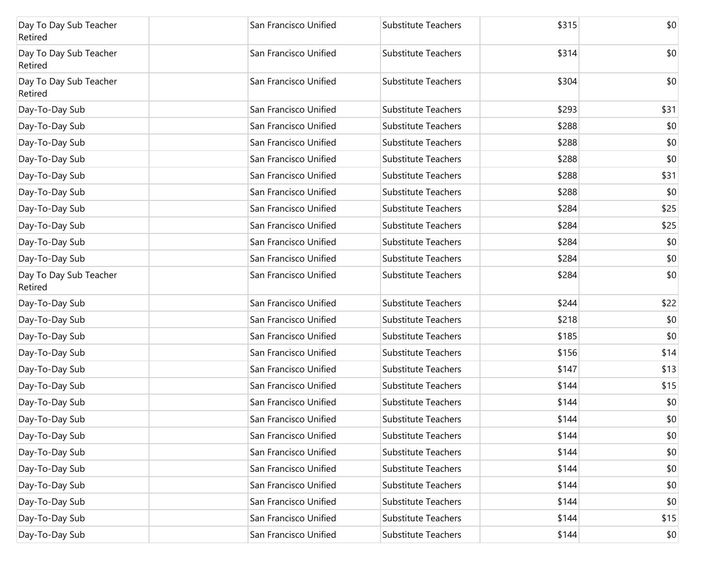| | | | | | |
|---|---|---|---|---|---|
| Day To Day Sub Teacher Retired | | San Francisco Unified | Substitute Teachers | $315 | $0 |
| Day To Day Sub Teacher Retired | | San Francisco Unified | Substitute Teachers | $314 | $0 |
| Day To Day Sub Teacher Retired | | San Francisco Unified | Substitute Teachers | $304 | $0 |
| Day-To-Day Sub | | San Francisco Unified | Substitute Teachers | $293 | $31 |
| Day-To-Day Sub | | San Francisco Unified | Substitute Teachers | $288 | $0 |
| Day-To-Day Sub | | San Francisco Unified | Substitute Teachers | $288 | $0 |
| Day-To-Day Sub | | San Francisco Unified | Substitute Teachers | $288 | $0 |
| Day-To-Day Sub | | San Francisco Unified | Substitute Teachers | $288 | $31 |
| Day-To-Day Sub | | San Francisco Unified | Substitute Teachers | $288 | $0 |
| Day-To-Day Sub | | San Francisco Unified | Substitute Teachers | $284 | $25 |
| Day-To-Day Sub | | San Francisco Unified | Substitute Teachers | $284 | $25 |
| Day-To-Day Sub | | San Francisco Unified | Substitute Teachers | $284 | $0 |
| Day-To-Day Sub | | San Francisco Unified | Substitute Teachers | $284 | $0 |
| Day To Day Sub Teacher Retired | | San Francisco Unified | Substitute Teachers | $284 | $0 |
| Day-To-Day Sub | | San Francisco Unified | Substitute Teachers | $244 | $22 |
| Day-To-Day Sub | | San Francisco Unified | Substitute Teachers | $218 | $0 |
| Day-To-Day Sub | | San Francisco Unified | Substitute Teachers | $185 | $0 |
| Day-To-Day Sub | | San Francisco Unified | Substitute Teachers | $156 | $14 |
| Day-To-Day Sub | | San Francisco Unified | Substitute Teachers | $147 | $13 |
| Day-To-Day Sub | | San Francisco Unified | Substitute Teachers | $144 | $15 |
| Day-To-Day Sub | | San Francisco Unified | Substitute Teachers | $144 | $0 |
| Day-To-Day Sub | | San Francisco Unified | Substitute Teachers | $144 | $0 |
| Day-To-Day Sub | | San Francisco Unified | Substitute Teachers | $144 | $0 |
| Day-To-Day Sub | | San Francisco Unified | Substitute Teachers | $144 | $0 |
| Day-To-Day Sub | | San Francisco Unified | Substitute Teachers | $144 | $0 |
| Day-To-Day Sub | | San Francisco Unified | Substitute Teachers | $144 | $0 |
| Day-To-Day Sub | | San Francisco Unified | Substitute Teachers | $144 | $0 |
| Day-To-Day Sub | | San Francisco Unified | Substitute Teachers | $144 | $15 |
| Day-To-Day Sub | | San Francisco Unified | Substitute Teachers | $144 | $0 |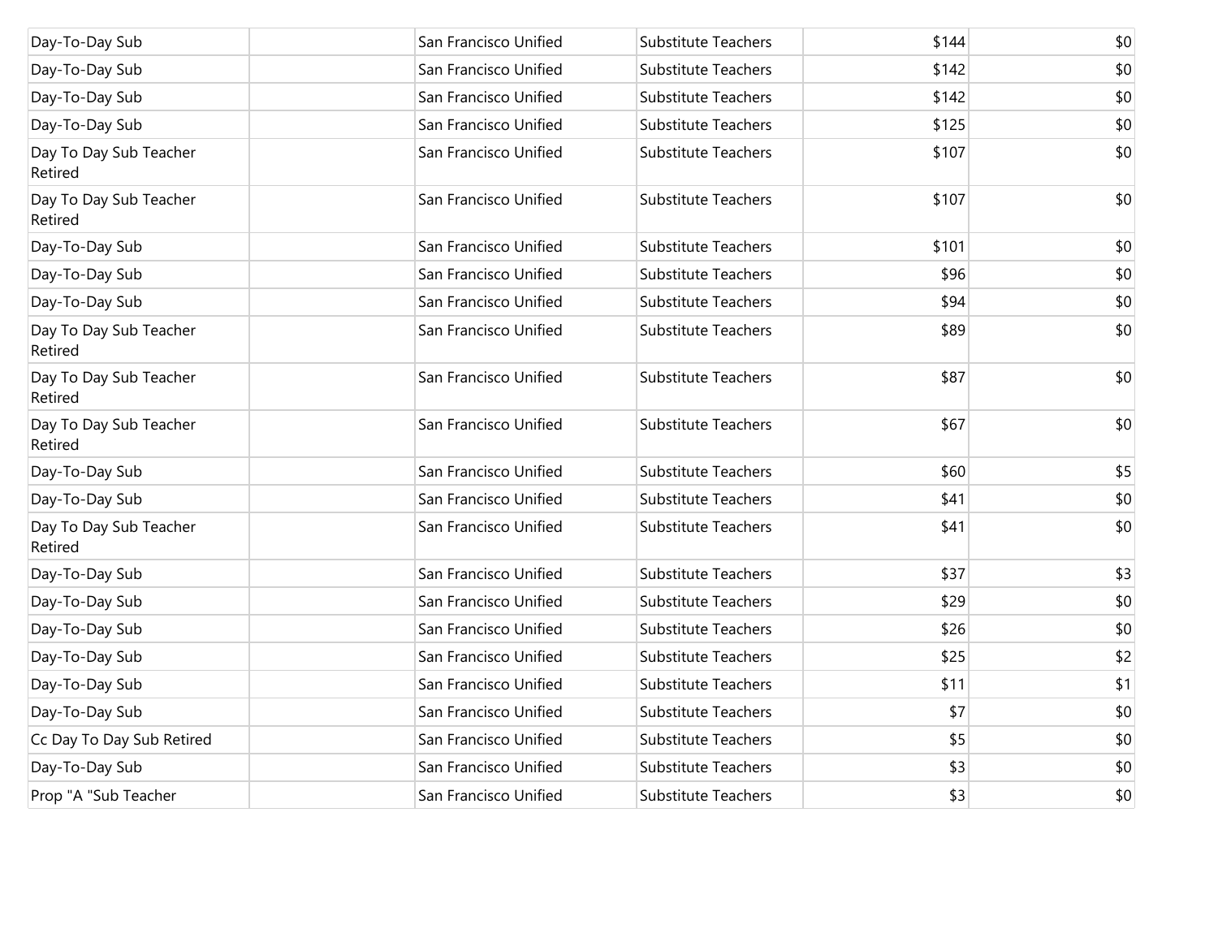| | | | | | |
|---|---|---|---|---|---|
| Day-To-Day Sub | | San Francisco Unified | Substitute Teachers | $144 | $0 |
| Day-To-Day Sub | | San Francisco Unified | Substitute Teachers | $142 | $0 |
| Day-To-Day Sub | | San Francisco Unified | Substitute Teachers | $142 | $0 |
| Day-To-Day Sub | | San Francisco Unified | Substitute Teachers | $125 | $0 |
| Day To Day Sub Teacher Retired | | San Francisco Unified | Substitute Teachers | $107 | $0 |
| Day To Day Sub Teacher Retired | | San Francisco Unified | Substitute Teachers | $107 | $0 |
| Day-To-Day Sub | | San Francisco Unified | Substitute Teachers | $101 | $0 |
| Day-To-Day Sub | | San Francisco Unified | Substitute Teachers | $96 | $0 |
| Day-To-Day Sub | | San Francisco Unified | Substitute Teachers | $94 | $0 |
| Day To Day Sub Teacher Retired | | San Francisco Unified | Substitute Teachers | $89 | $0 |
| Day To Day Sub Teacher Retired | | San Francisco Unified | Substitute Teachers | $87 | $0 |
| Day To Day Sub Teacher Retired | | San Francisco Unified | Substitute Teachers | $67 | $0 |
| Day-To-Day Sub | | San Francisco Unified | Substitute Teachers | $60 | $5 |
| Day-To-Day Sub | | San Francisco Unified | Substitute Teachers | $41 | $0 |
| Day To Day Sub Teacher Retired | | San Francisco Unified | Substitute Teachers | $41 | $0 |
| Day-To-Day Sub | | San Francisco Unified | Substitute Teachers | $37 | $3 |
| Day-To-Day Sub | | San Francisco Unified | Substitute Teachers | $29 | $0 |
| Day-To-Day Sub | | San Francisco Unified | Substitute Teachers | $26 | $0 |
| Day-To-Day Sub | | San Francisco Unified | Substitute Teachers | $25 | $2 |
| Day-To-Day Sub | | San Francisco Unified | Substitute Teachers | $11 | $1 |
| Day-To-Day Sub | | San Francisco Unified | Substitute Teachers | $7 | $0 |
| Cc Day To Day Sub Retired | | San Francisco Unified | Substitute Teachers | $5 | $0 |
| Day-To-Day Sub | | San Francisco Unified | Substitute Teachers | $3 | $0 |
| Prop "A "Sub Teacher | | San Francisco Unified | Substitute Teachers | $3 | $0 |